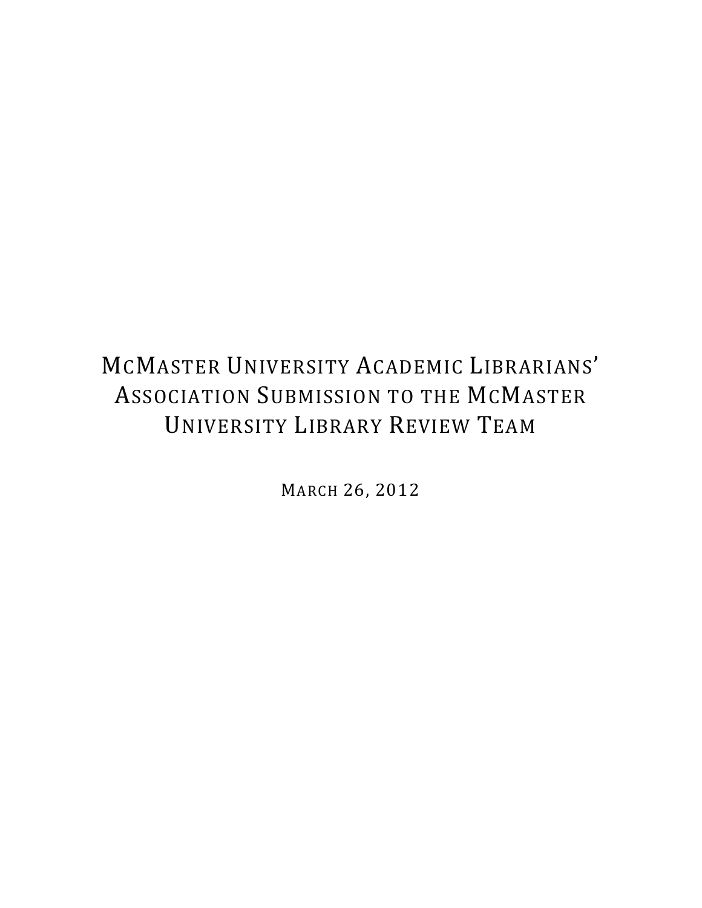# McMaster University Academic Librarians' Association Submission to the McMaster University Library Review Team

March 26, 2012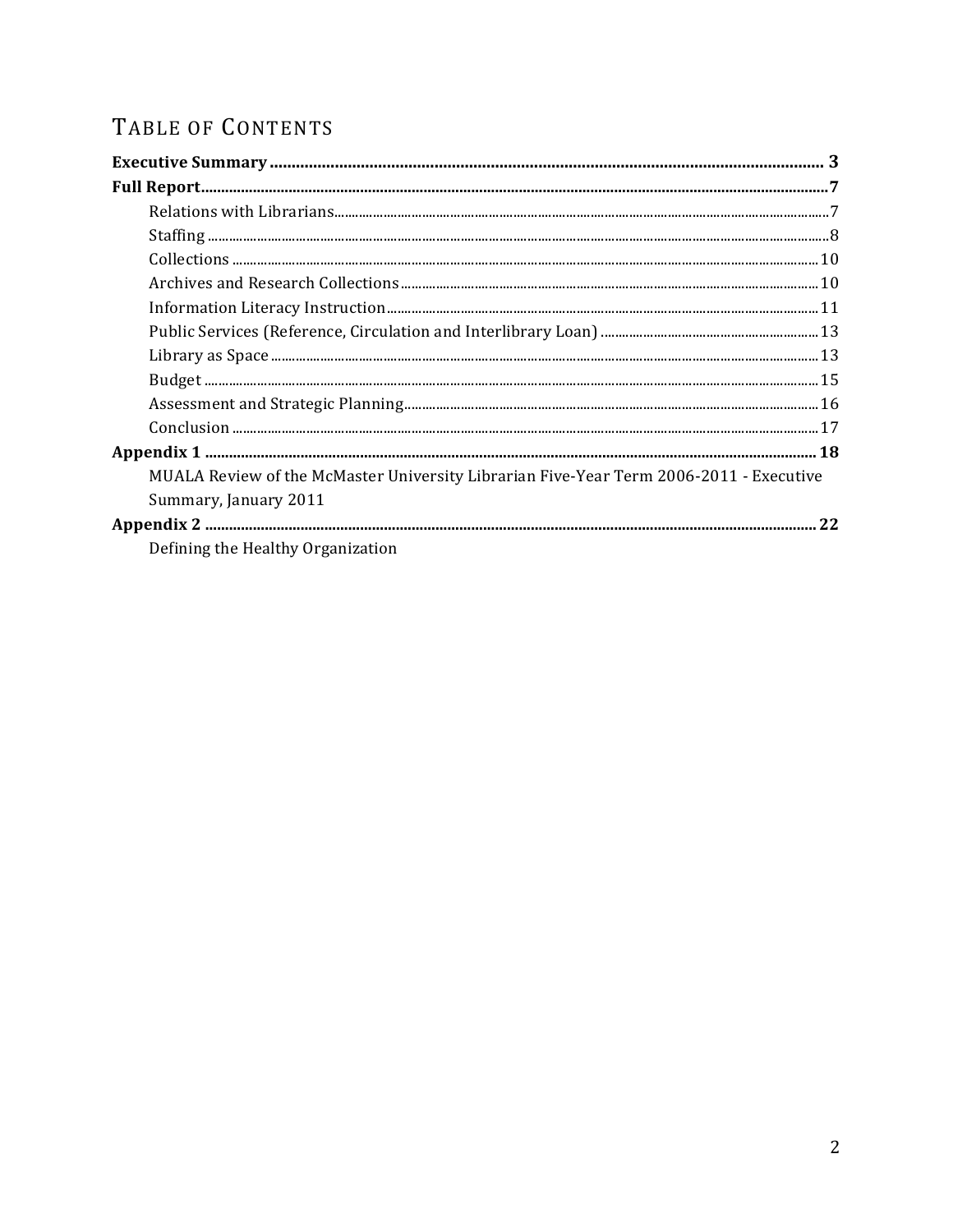# Table of Contents

**Executive Summary** ........ **3**

**Full Report** ........ **7**

- Relations with Librarians ........ 7
- Staffing ........ 8
- Collections ........ 10
- Archives and Research Collections ........ 10
- Information Literacy Instruction ........ 11
- Public Services (Reference, Circulation and Interlibrary Loan) ........ 13
- Library as Space ........ 13
- Budget ........ 15
- Assessment and Strategic Planning ........ 16
- Conclusion ........ 17

**Appendix 1** ........ **18**

- MUALA Review of the McMaster University Librarian Five-Year Term 2006-2011 - Executive Summary, January 2011

**Appendix 2** ........ **22**

- Defining the Healthy Organization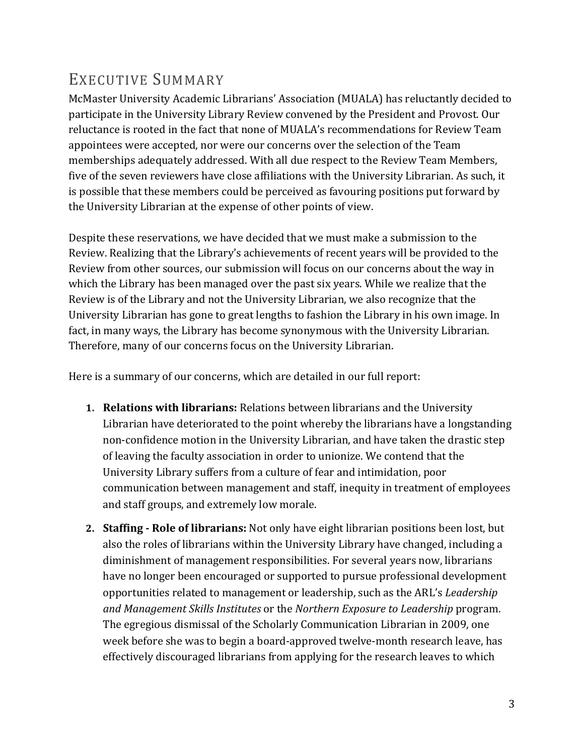# Executive Summary

McMaster University Academic Librarians' Association (MUALA) has reluctantly decided to participate in the University Library Review convened by the President and Provost. Our reluctance is rooted in the fact that none of MUALA's recommendations for Review Team appointees were accepted, nor were our concerns over the selection of the Team memberships adequately addressed. With all due respect to the Review Team Members, five of the seven reviewers have close affiliations with the University Librarian. As such, it is possible that these members could be perceived as favouring positions put forward by the University Librarian at the expense of other points of view.

Despite these reservations, we have decided that we must make a submission to the Review. Realizing that the Library's achievements of recent years will be provided to the Review from other sources, our submission will focus on our concerns about the way in which the Library has been managed over the past six years. While we realize that the Review is of the Library and not the University Librarian, we also recognize that the University Librarian has gone to great lengths to fashion the Library in his own image. In fact, in many ways, the Library has become synonymous with the University Librarian. Therefore, many of our concerns focus on the University Librarian.

Here is a summary of our concerns, which are detailed in our full report:

1. **Relations with librarians:** Relations between librarians and the University Librarian have deteriorated to the point whereby the librarians have a longstanding non-confidence motion in the University Librarian, and have taken the drastic step of leaving the faculty association in order to unionize. We contend that the University Library suffers from a culture of fear and intimidation, poor communication between management and staff, inequity in treatment of employees and staff groups, and extremely low morale.
2. **Staffing - Role of librarians:** Not only have eight librarian positions been lost, but also the roles of librarians within the University Library have changed, including a diminishment of management responsibilities. For several years now, librarians have no longer been encouraged or supported to pursue professional development opportunities related to management or leadership, such as the ARL's *Leadership and Management Skills Institutes* or the *Northern Exposure to Leadership* program. The egregious dismissal of the Scholarly Communication Librarian in 2009, one week before she was to begin a board-approved twelve-month research leave, has effectively discouraged librarians from applying for the research leaves to which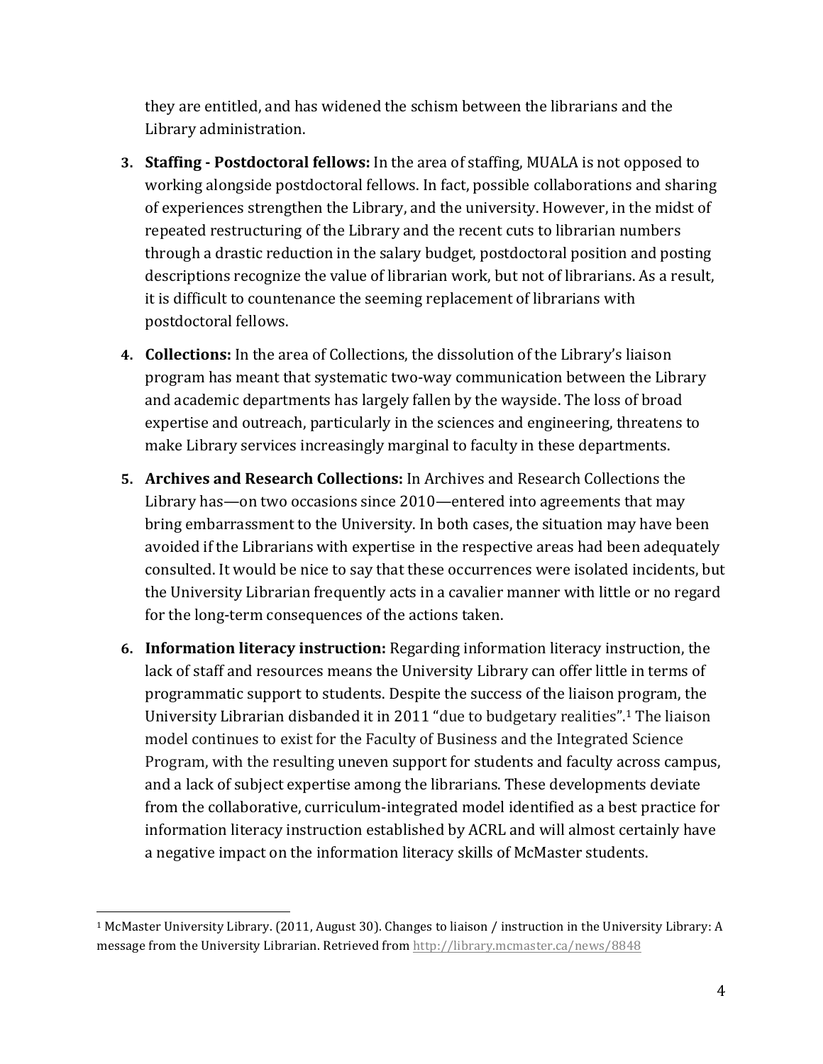they are entitled, and has widened the schism between the librarians and the Library administration.

3. **Staffing - Postdoctoral fellows:** In the area of staffing, MUALA is not opposed to working alongside postdoctoral fellows. In fact, possible collaborations and sharing of experiences strengthen the Library, and the university. However, in the midst of repeated restructuring of the Library and the recent cuts to librarian numbers through a drastic reduction in the salary budget, postdoctoral position and posting descriptions recognize the value of librarian work, but not of librarians. As a result, it is difficult to countenance the seeming replacement of librarians with postdoctoral fellows.

4. **Collections:** In the area of Collections, the dissolution of the Library's liaison program has meant that systematic two-way communication between the Library and academic departments has largely fallen by the wayside. The loss of broad expertise and outreach, particularly in the sciences and engineering, threatens to make Library services increasingly marginal to faculty in these departments.

5. **Archives and Research Collections:** In Archives and Research Collections the Library has—on two occasions since 2010—entered into agreements that may bring embarrassment to the University. In both cases, the situation may have been avoided if the Librarians with expertise in the respective areas had been adequately consulted. It would be nice to say that these occurrences were isolated incidents, but the University Librarian frequently acts in a cavalier manner with little or no regard for the long-term consequences of the actions taken.

6. **Information literacy instruction:** Regarding information literacy instruction, the lack of staff and resources means the University Library can offer little in terms of programmatic support to students. Despite the success of the liaison program, the University Librarian disbanded it in 2011 "due to budgetary realities".[1] The liaison model continues to exist for the Faculty of Business and the Integrated Science Program, with the resulting uneven support for students and faculty across campus, and a lack of subject expertise among the librarians. These developments deviate from the collaborative, curriculum-integrated model identified as a best practice for information literacy instruction established by ACRL and will almost certainly have a negative impact on the information literacy skills of McMaster students.

---

[1] McMaster University Library. (2011, August 30). Changes to liaison / instruction in the University Library: A message from the University Librarian. Retrieved from http://library.mcmaster.ca/news/8848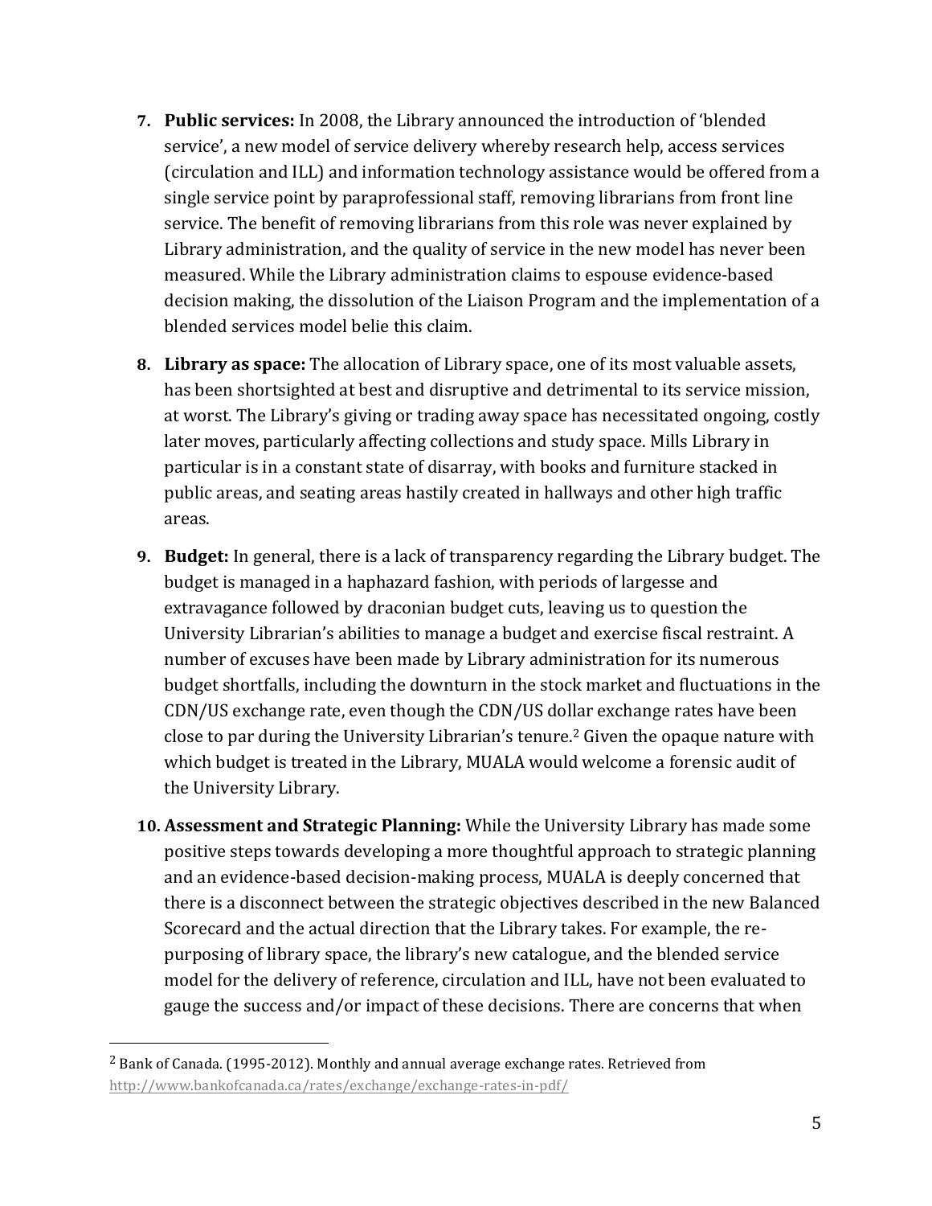7. **Public services:** In 2008, the Library announced the introduction of 'blended service', a new model of service delivery whereby research help, access services (circulation and ILL) and information technology assistance would be offered from a single service point by paraprofessional staff, removing librarians from front line service. The benefit of removing librarians from this role was never explained by Library administration, and the quality of service in the new model has never been measured. While the Library administration claims to espouse evidence-based decision making, the dissolution of the Liaison Program and the implementation of a blended services model belie this claim.

8. **Library as space:** The allocation of Library space, one of its most valuable assets, has been shortsighted at best and disruptive and detrimental to its service mission, at worst. The Library's giving or trading away space has necessitated ongoing, costly later moves, particularly affecting collections and study space. Mills Library in particular is in a constant state of disarray, with books and furniture stacked in public areas, and seating areas hastily created in hallways and other high traffic areas.

9. **Budget:** In general, there is a lack of transparency regarding the Library budget. The budget is managed in a haphazard fashion, with periods of largesse and extravagance followed by draconian budget cuts, leaving us to question the University Librarian's abilities to manage a budget and exercise fiscal restraint. A number of excuses have been made by Library administration for its numerous budget shortfalls, including the downturn in the stock market and fluctuations in the CDN/US exchange rate, even though the CDN/US dollar exchange rates have been close to par during the University Librarian's tenure.[2] Given the opaque nature with which budget is treated in the Library, MUALA would welcome a forensic audit of the University Library.

10. **Assessment and Strategic Planning:** While the University Library has made some positive steps towards developing a more thoughtful approach to strategic planning and an evidence-based decision-making process, MUALA is deeply concerned that there is a disconnect between the strategic objectives described in the new Balanced Scorecard and the actual direction that the Library takes. For example, the re-purposing of library space, the library's new catalogue, and the blended service model for the delivery of reference, circulation and ILL, have not been evaluated to gauge the success and/or impact of these decisions. There are concerns that when

---

[2] Bank of Canada. (1995-2012). Monthly and annual average exchange rates. Retrieved from http://www.bankofcanada.ca/rates/exchange/exchange-rates-in-pdf/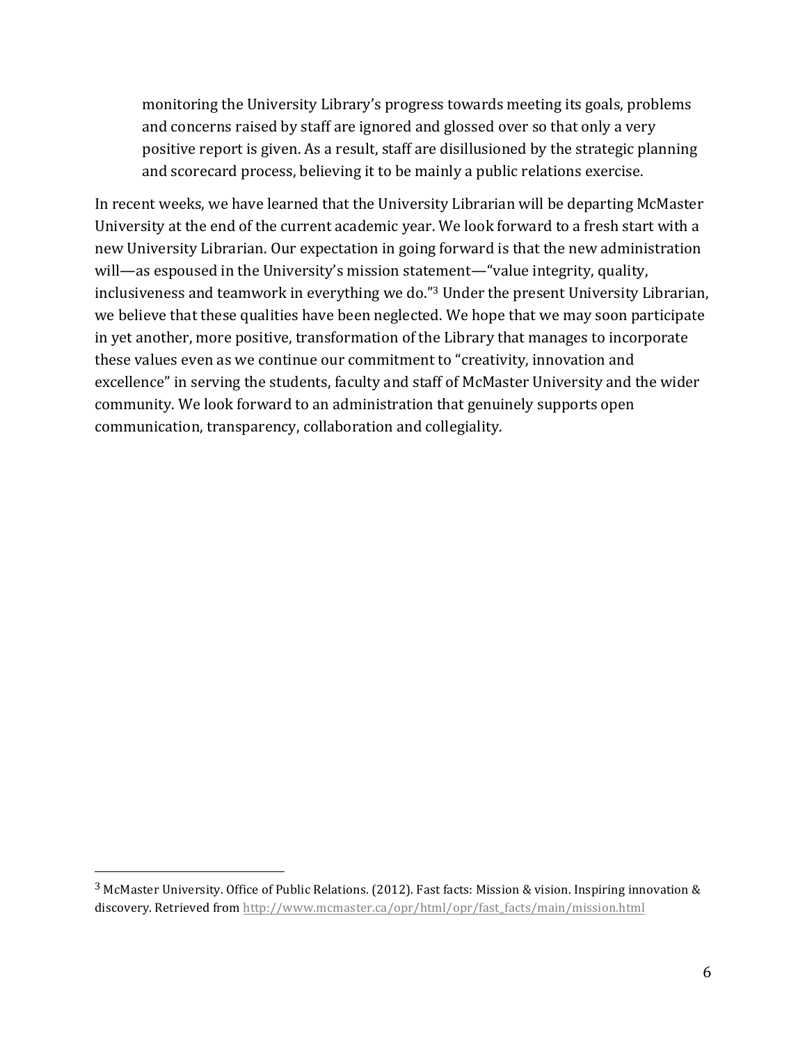> monitoring the University Library's progress towards meeting its goals, problems and concerns raised by staff are ignored and glossed over so that only a very positive report is given. As a result, staff are disillusioned by the strategic planning and scorecard process, believing it to be mainly a public relations exercise.

In recent weeks, we have learned that the University Librarian will be departing McMaster University at the end of the current academic year. We look forward to a fresh start with a new University Librarian. Our expectation in going forward is that the new administration will—as espoused in the University's mission statement—"value integrity, quality, inclusiveness and teamwork in everything we do."[3] Under the present University Librarian, we believe that these qualities have been neglected. We hope that we may soon participate in yet another, more positive, transformation of the Library that manages to incorporate these values even as we continue our commitment to "creativity, innovation and excellence" in serving the students, faculty and staff of McMaster University and the wider community. We look forward to an administration that genuinely supports open communication, transparency, collaboration and collegiality.

---

[3] McMaster University. Office of Public Relations. (2012). Fast facts: Mission & vision. Inspiring innovation & discovery. Retrieved from http://www.mcmaster.ca/opr/html/opr/fast_facts/main/mission.html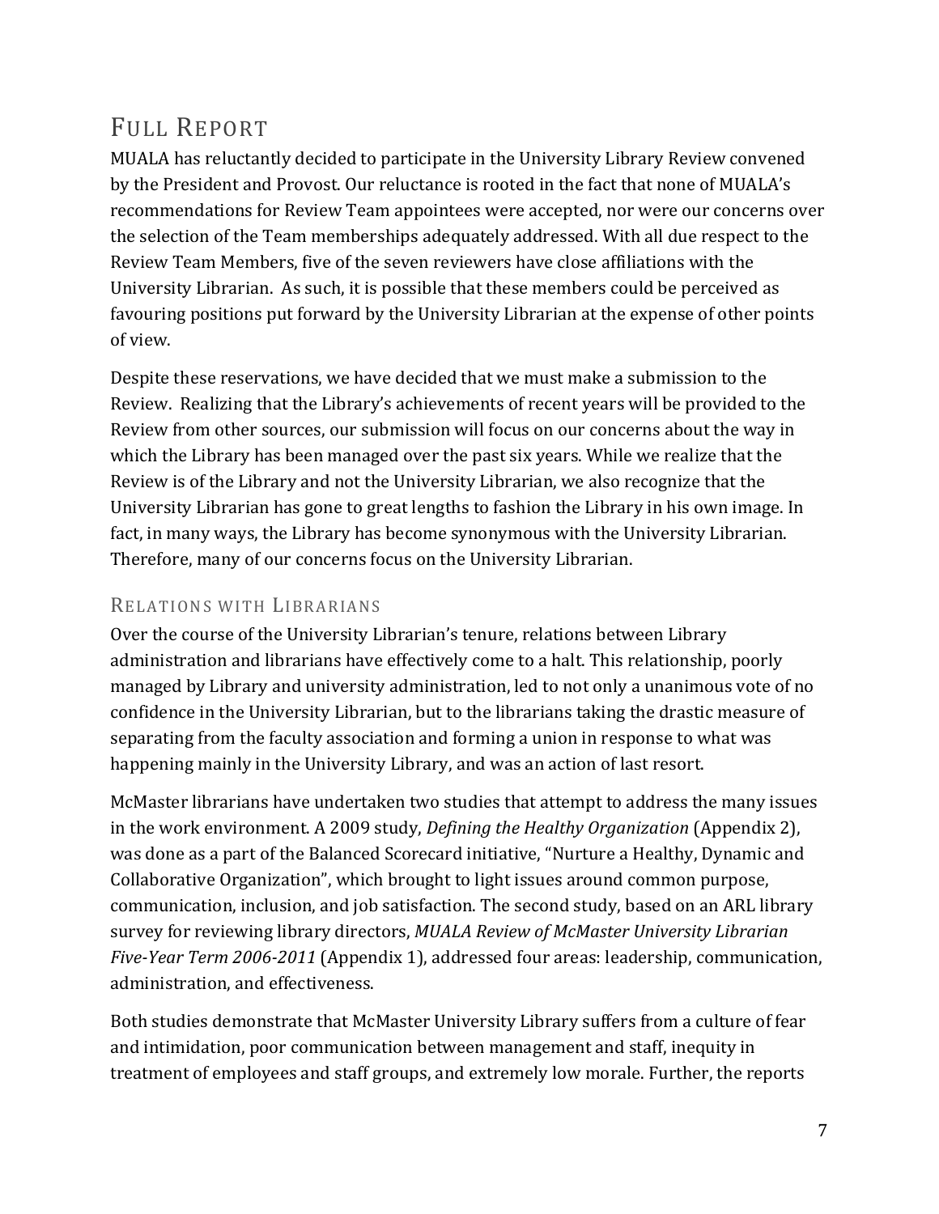## Full Report

MUALA has reluctantly decided to participate in the University Library Review convened by the President and Provost. Our reluctance is rooted in the fact that none of MUALA's recommendations for Review Team appointees were accepted, nor were our concerns over the selection of the Team memberships adequately addressed. With all due respect to the Review Team Members, five of the seven reviewers have close affiliations with the University Librarian. As such, it is possible that these members could be perceived as favouring positions put forward by the University Librarian at the expense of other points of view.

Despite these reservations, we have decided that we must make a submission to the Review. Realizing that the Library's achievements of recent years will be provided to the Review from other sources, our submission will focus on our concerns about the way in which the Library has been managed over the past six years. While we realize that the Review is of the Library and not the University Librarian, we also recognize that the University Librarian has gone to great lengths to fashion the Library in his own image. In fact, in many ways, the Library has become synonymous with the University Librarian. Therefore, many of our concerns focus on the University Librarian.

### Relations with Librarians

Over the course of the University Librarian's tenure, relations between Library administration and librarians have effectively come to a halt. This relationship, poorly managed by Library and university administration, led to not only a unanimous vote of no confidence in the University Librarian, but to the librarians taking the drastic measure of separating from the faculty association and forming a union in response to what was happening mainly in the University Library, and was an action of last resort.

McMaster librarians have undertaken two studies that attempt to address the many issues in the work environment. A 2009 study, *Defining the Healthy Organization* (Appendix 2), was done as a part of the Balanced Scorecard initiative, "Nurture a Healthy, Dynamic and Collaborative Organization", which brought to light issues around common purpose, communication, inclusion, and job satisfaction. The second study, based on an ARL library survey for reviewing library directors, *MUALA Review of McMaster University Librarian Five-Year Term 2006-2011* (Appendix 1), addressed four areas: leadership, communication, administration, and effectiveness.

Both studies demonstrate that McMaster University Library suffers from a culture of fear and intimidation, poor communication between management and staff, inequity in treatment of employees and staff groups, and extremely low morale. Further, the reports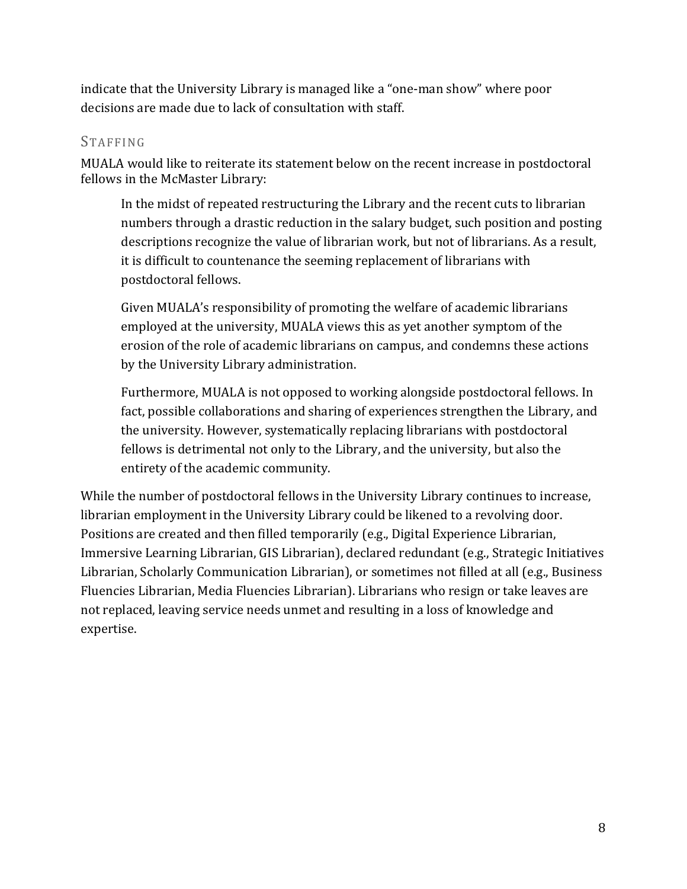indicate that the University Library is managed like a "one-man show" where poor decisions are made due to lack of consultation with staff.

## Staffing

MUALA would like to reiterate its statement below on the recent increase in postdoctoral fellows in the McMaster Library:

> In the midst of repeated restructuring the Library and the recent cuts to librarian numbers through a drastic reduction in the salary budget, such position and posting descriptions recognize the value of librarian work, but not of librarians. As a result, it is difficult to countenance the seeming replacement of librarians with postdoctoral fellows.
>
> Given MUALA's responsibility of promoting the welfare of academic librarians employed at the university, MUALA views this as yet another symptom of the erosion of the role of academic librarians on campus, and condemns these actions by the University Library administration.
>
> Furthermore, MUALA is not opposed to working alongside postdoctoral fellows. In fact, possible collaborations and sharing of experiences strengthen the Library, and the university. However, systematically replacing librarians with postdoctoral fellows is detrimental not only to the Library, and the university, but also the entirety of the academic community.

While the number of postdoctoral fellows in the University Library continues to increase, librarian employment in the University Library could be likened to a revolving door. Positions are created and then filled temporarily (e.g., Digital Experience Librarian, Immersive Learning Librarian, GIS Librarian), declared redundant (e.g., Strategic Initiatives Librarian, Scholarly Communication Librarian), or sometimes not filled at all (e.g., Business Fluencies Librarian, Media Fluencies Librarian). Librarians who resign or take leaves are not replaced, leaving service needs unmet and resulting in a loss of knowledge and expertise.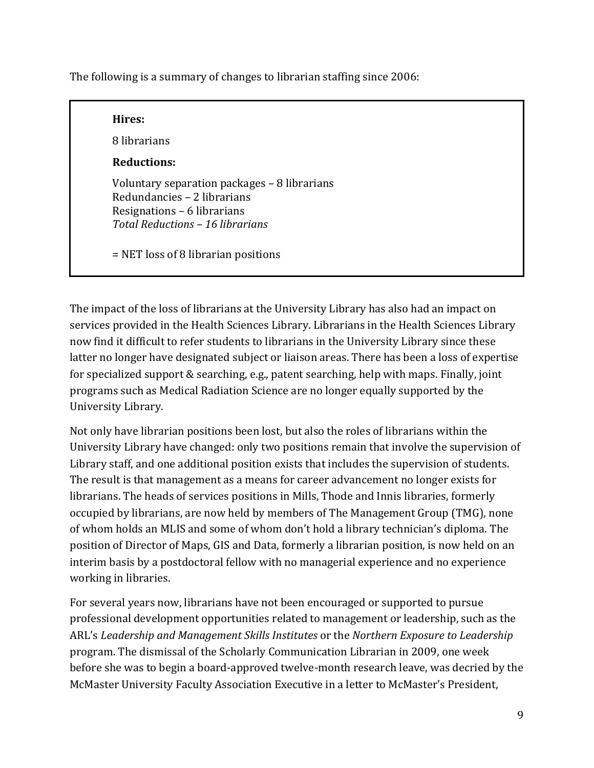The following is a summary of changes to librarian staffing since 2006:

> **Hires:**
>
> 8 librarians
>
> **Reductions:**
>
> Voluntary separation packages – 8 librarians
> Redundancies – 2 librarians
> Resignations – 6 librarians
> *Total Reductions – 16 librarians*
>
> = NET loss of 8 librarian positions

The impact of the loss of librarians at the University Library has also had an impact on services provided in the Health Sciences Library. Librarians in the Health Sciences Library now find it difficult to refer students to librarians in the University Library since these latter no longer have designated subject or liaison areas. There has been a loss of expertise for specialized support & searching, e.g., patent searching, help with maps. Finally, joint programs such as Medical Radiation Science are no longer equally supported by the University Library.

Not only have librarian positions been lost, but also the roles of librarians within the University Library have changed: only two positions remain that involve the supervision of Library staff, and one additional position exists that includes the supervision of students. The result is that management as a means for career advancement no longer exists for librarians. The heads of services positions in Mills, Thode and Innis libraries, formerly occupied by librarians, are now held by members of The Management Group (TMG), none of whom holds an MLIS and some of whom don't hold a library technician's diploma. The position of Director of Maps, GIS and Data, formerly a librarian position, is now held on an interim basis by a postdoctoral fellow with no managerial experience and no experience working in libraries.

For several years now, librarians have not been encouraged or supported to pursue professional development opportunities related to management or leadership, such as the ARL's *Leadership and Management Skills Institutes* or the *Northern Exposure to Leadership* program. The dismissal of the Scholarly Communication Librarian in 2009, one week before she was to begin a board-approved twelve-month research leave, was decried by the McMaster University Faculty Association Executive in a letter to McMaster's President,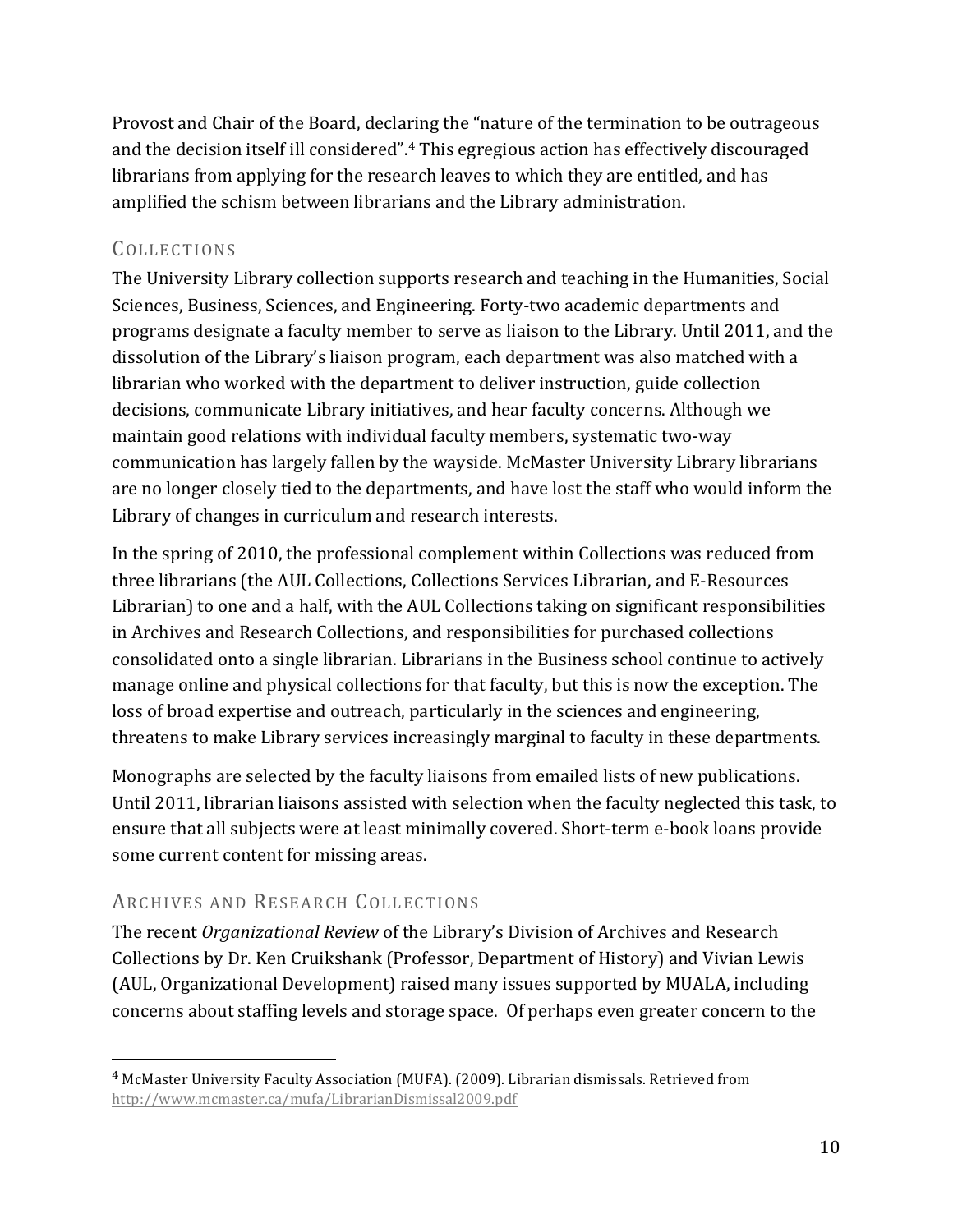Provost and Chair of the Board, declaring the "nature of the termination to be outrageous and the decision itself ill considered".[4] This egregious action has effectively discouraged librarians from applying for the research leaves to which they are entitled, and has amplified the schism between librarians and the Library administration.

## Collections

The University Library collection supports research and teaching in the Humanities, Social Sciences, Business, Sciences, and Engineering. Forty-two academic departments and programs designate a faculty member to serve as liaison to the Library. Until 2011, and the dissolution of the Library's liaison program, each department was also matched with a librarian who worked with the department to deliver instruction, guide collection decisions, communicate Library initiatives, and hear faculty concerns. Although we maintain good relations with individual faculty members, systematic two-way communication has largely fallen by the wayside. McMaster University Library librarians are no longer closely tied to the departments, and have lost the staff who would inform the Library of changes in curriculum and research interests.

In the spring of 2010, the professional complement within Collections was reduced from three librarians (the AUL Collections, Collections Services Librarian, and E-Resources Librarian) to one and a half, with the AUL Collections taking on significant responsibilities in Archives and Research Collections, and responsibilities for purchased collections consolidated onto a single librarian. Librarians in the Business school continue to actively manage online and physical collections for that faculty, but this is now the exception. The loss of broad expertise and outreach, particularly in the sciences and engineering, threatens to make Library services increasingly marginal to faculty in these departments.

Monographs are selected by the faculty liaisons from emailed lists of new publications. Until 2011, librarian liaisons assisted with selection when the faculty neglected this task, to ensure that all subjects were at least minimally covered. Short-term e-book loans provide some current content for missing areas.

## Archives and Research Collections

The recent *Organizational Review* of the Library's Division of Archives and Research Collections by Dr. Ken Cruikshank (Professor, Department of History) and Vivian Lewis (AUL, Organizational Development) raised many issues supported by MUALA, including concerns about staffing levels and storage space. Of perhaps even greater concern to the

---

[4] McMaster University Faculty Association (MUFA). (2009). Librarian dismissals. Retrieved from http://www.mcmaster.ca/mufa/LibrarianDismissal2009.pdf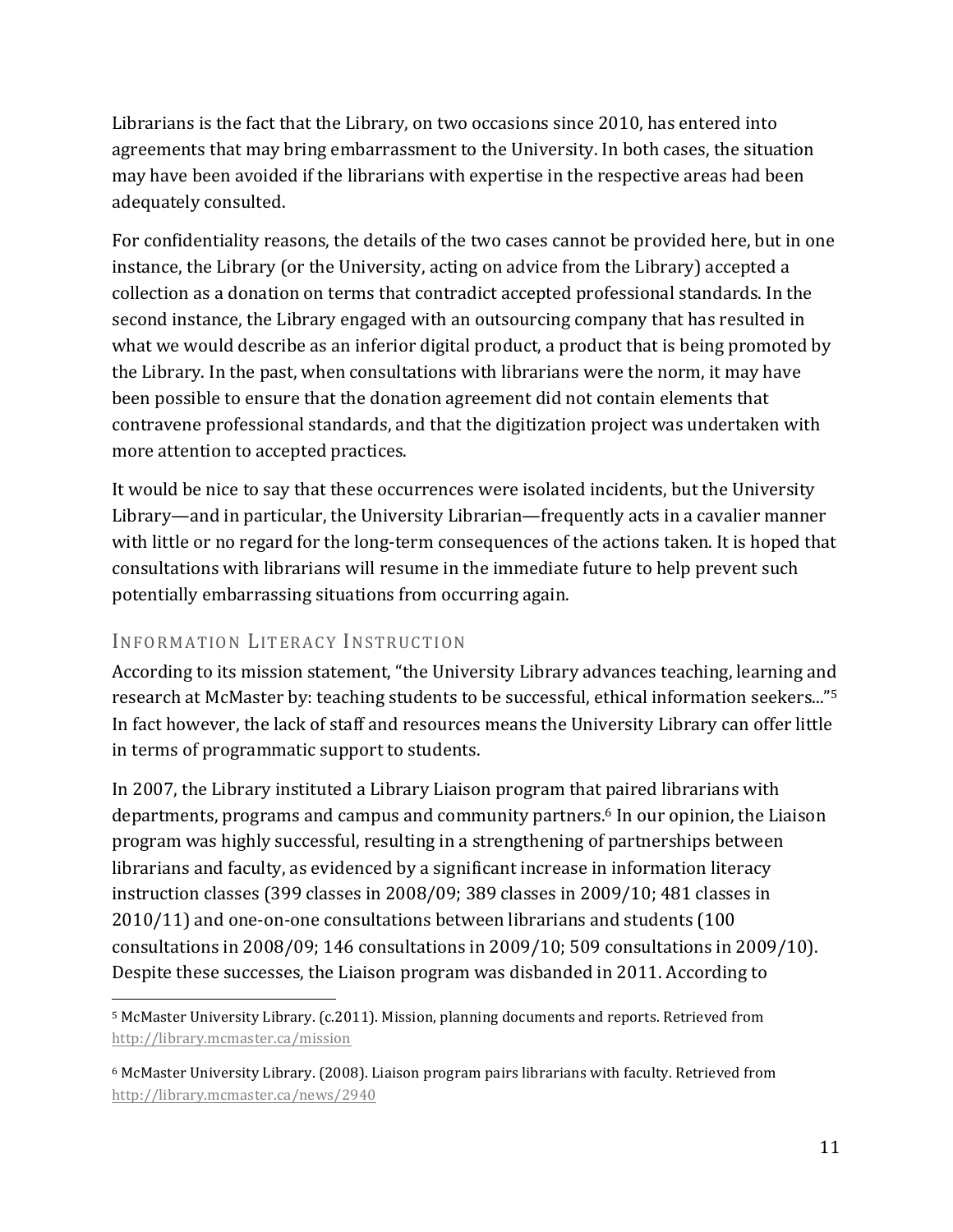Librarians is the fact that the Library, on two occasions since 2010, has entered into agreements that may bring embarrassment to the University. In both cases, the situation may have been avoided if the librarians with expertise in the respective areas had been adequately consulted.

For confidentiality reasons, the details of the two cases cannot be provided here, but in one instance, the Library (or the University, acting on advice from the Library) accepted a collection as a donation on terms that contradict accepted professional standards. In the second instance, the Library engaged with an outsourcing company that has resulted in what we would describe as an inferior digital product, a product that is being promoted by the Library. In the past, when consultations with librarians were the norm, it may have been possible to ensure that the donation agreement did not contain elements that contravene professional standards, and that the digitization project was undertaken with more attention to accepted practices.

It would be nice to say that these occurrences were isolated incidents, but the University Library—and in particular, the University Librarian—frequently acts in a cavalier manner with little or no regard for the long-term consequences of the actions taken. It is hoped that consultations with librarians will resume in the immediate future to help prevent such potentially embarrassing situations from occurring again.

## Information Literacy Instruction

According to its mission statement, "the University Library advances teaching, learning and research at McMaster by: teaching students to be successful, ethical information seekers..."[5] In fact however, the lack of staff and resources means the University Library can offer little in terms of programmatic support to students.

In 2007, the Library instituted a Library Liaison program that paired librarians with departments, programs and campus and community partners.[6] In our opinion, the Liaison program was highly successful, resulting in a strengthening of partnerships between librarians and faculty, as evidenced by a significant increase in information literacy instruction classes (399 classes in 2008/09; 389 classes in 2009/10; 481 classes in 2010/11) and one-on-one consultations between librarians and students (100 consultations in 2008/09; 146 consultations in 2009/10; 509 consultations in 2009/10). Despite these successes, the Liaison program was disbanded in 2011. According to

---

[5] McMaster University Library. (c.2011). Mission, planning documents and reports. Retrieved from http://library.mcmaster.ca/mission

[6] McMaster University Library. (2008). Liaison program pairs librarians with faculty. Retrieved from http://library.mcmaster.ca/news/2940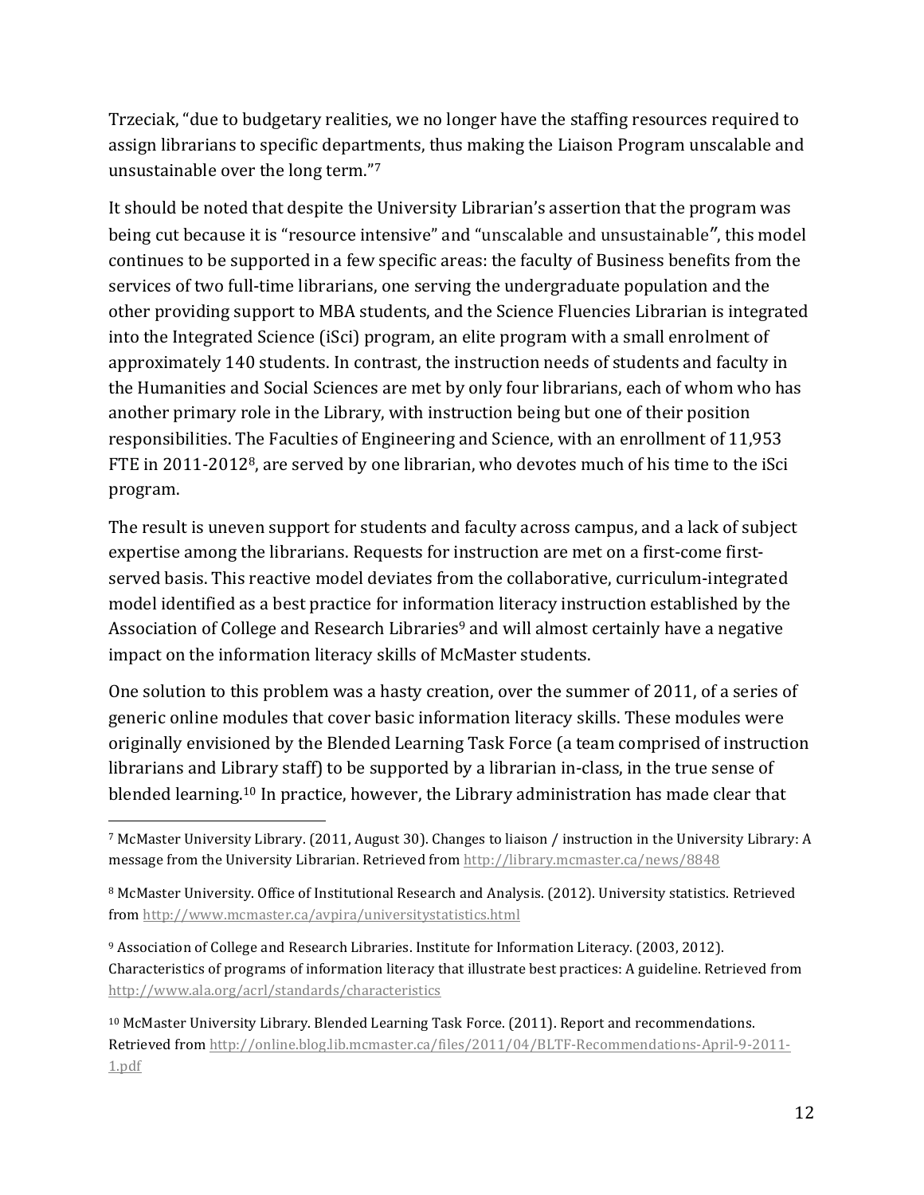Trzeciak, "due to budgetary realities, we no longer have the staffing resources required to assign librarians to specific departments, thus making the Liaison Program unscalable and unsustainable over the long term."[7]

It should be noted that despite the University Librarian's assertion that the program was being cut because it is "resource intensive" and "unscalable and unsustainable", this model continues to be supported in a few specific areas: the faculty of Business benefits from the services of two full-time librarians, one serving the undergraduate population and the other providing support to MBA students, and the Science Fluencies Librarian is integrated into the Integrated Science (iSci) program, an elite program with a small enrolment of approximately 140 students. In contrast, the instruction needs of students and faculty in the Humanities and Social Sciences are met by only four librarians, each of whom who has another primary role in the Library, with instruction being but one of their position responsibilities. The Faculties of Engineering and Science, with an enrollment of 11,953 FTE in 2011-2012[8], are served by one librarian, who devotes much of his time to the iSci program.

The result is uneven support for students and faculty across campus, and a lack of subject expertise among the librarians. Requests for instruction are met on a first-come first-served basis. This reactive model deviates from the collaborative, curriculum-integrated model identified as a best practice for information literacy instruction established by the Association of College and Research Libraries[9] and will almost certainly have a negative impact on the information literacy skills of McMaster students.

One solution to this problem was a hasty creation, over the summer of 2011, of a series of generic online modules that cover basic information literacy skills. These modules were originally envisioned by the Blended Learning Task Force (a team comprised of instruction librarians and Library staff) to be supported by a librarian in-class, in the true sense of blended learning.[10] In practice, however, the Library administration has made clear that

---

[7] McMaster University Library. (2011, August 30). Changes to liaison / instruction in the University Library: A message from the University Librarian. Retrieved from http://library.mcmaster.ca/news/8848

[8] McMaster University. Office of Institutional Research and Analysis. (2012). University statistics. Retrieved from http://www.mcmaster.ca/avpira/universitystatistics.html

[9] Association of College and Research Libraries. Institute for Information Literacy. (2003, 2012). Characteristics of programs of information literacy that illustrate best practices: A guideline. Retrieved from http://www.ala.org/acrl/standards/characteristics

[10] McMaster University Library. Blended Learning Task Force. (2011). Report and recommendations. Retrieved from http://online.blog.lib.mcmaster.ca/files/2011/04/BLTF-Recommendations-April-9-2011-1.pdf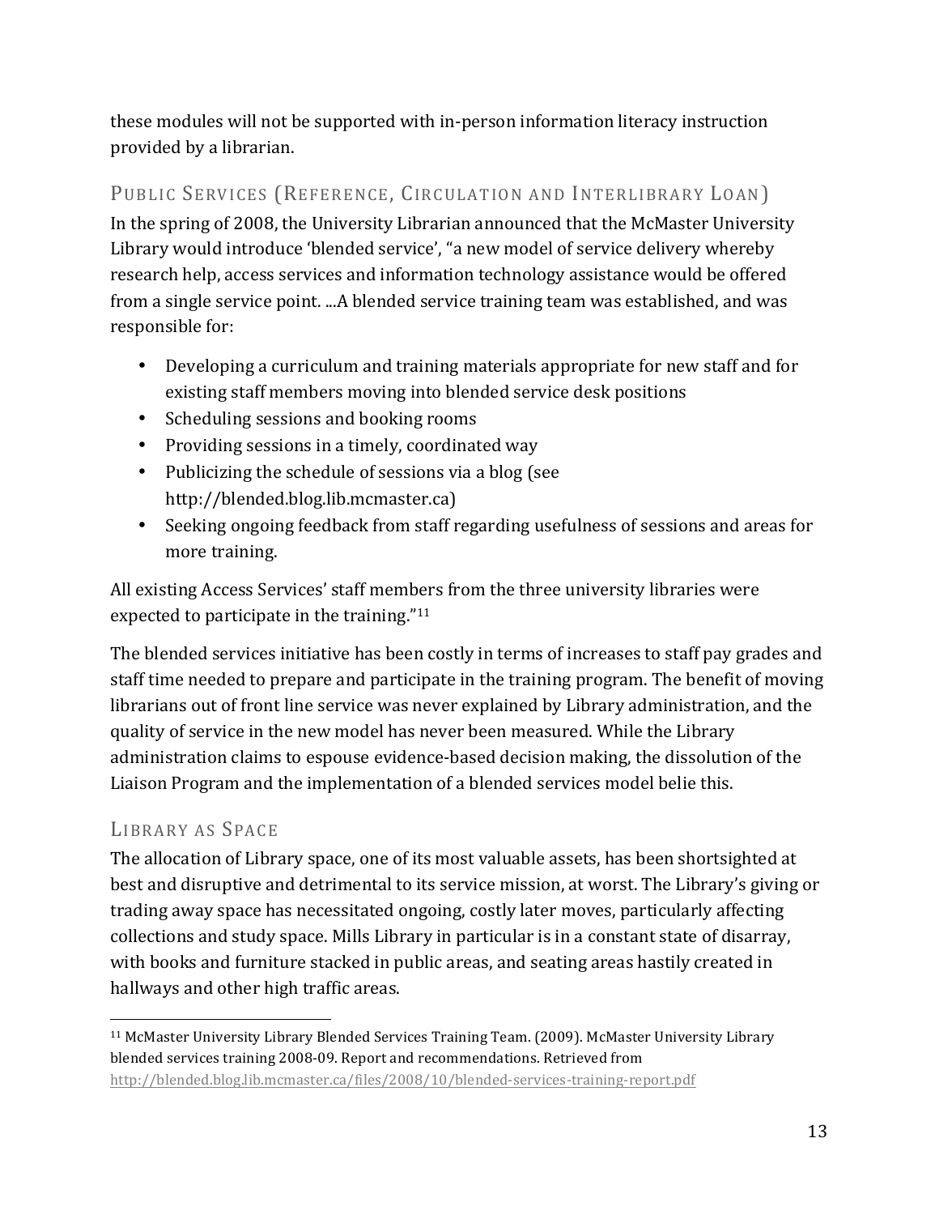these modules will not be supported with in-person information literacy instruction provided by a librarian.

## PUBLIC SERVICES (REFERENCE, CIRCULATION AND INTERLIBRARY LOAN)

In the spring of 2008, the University Librarian announced that the McMaster University Library would introduce 'blended service', "a new model of service delivery whereby research help, access services and information technology assistance would be offered from a single service point. ...A blended service training team was established, and was responsible for:

- Developing a curriculum and training materials appropriate for new staff and for existing staff members moving into blended service desk positions
- Scheduling sessions and booking rooms
- Providing sessions in a timely, coordinated way
- Publicizing the schedule of sessions via a blog (see http://blended.blog.lib.mcmaster.ca)
- Seeking ongoing feedback from staff regarding usefulness of sessions and areas for more training.

All existing Access Services' staff members from the three university libraries were expected to participate in the training."[11]

The blended services initiative has been costly in terms of increases to staff pay grades and staff time needed to prepare and participate in the training program. The benefit of moving librarians out of front line service was never explained by Library administration, and the quality of service in the new model has never been measured. While the Library administration claims to espouse evidence-based decision making, the dissolution of the Liaison Program and the implementation of a blended services model belie this.

## LIBRARY AS SPACE

The allocation of Library space, one of its most valuable assets, has been shortsighted at best and disruptive and detrimental to its service mission, at worst. The Library's giving or trading away space has necessitated ongoing, costly later moves, particularly affecting collections and study space. Mills Library in particular is in a constant state of disarray, with books and furniture stacked in public areas, and seating areas hastily created in hallways and other high traffic areas.

---

[11] McMaster University Library Blended Services Training Team. (2009). McMaster University Library blended services training 2008-09. Report and recommendations. Retrieved from http://blended.blog.lib.mcmaster.ca/files/2008/10/blended-services-training-report.pdf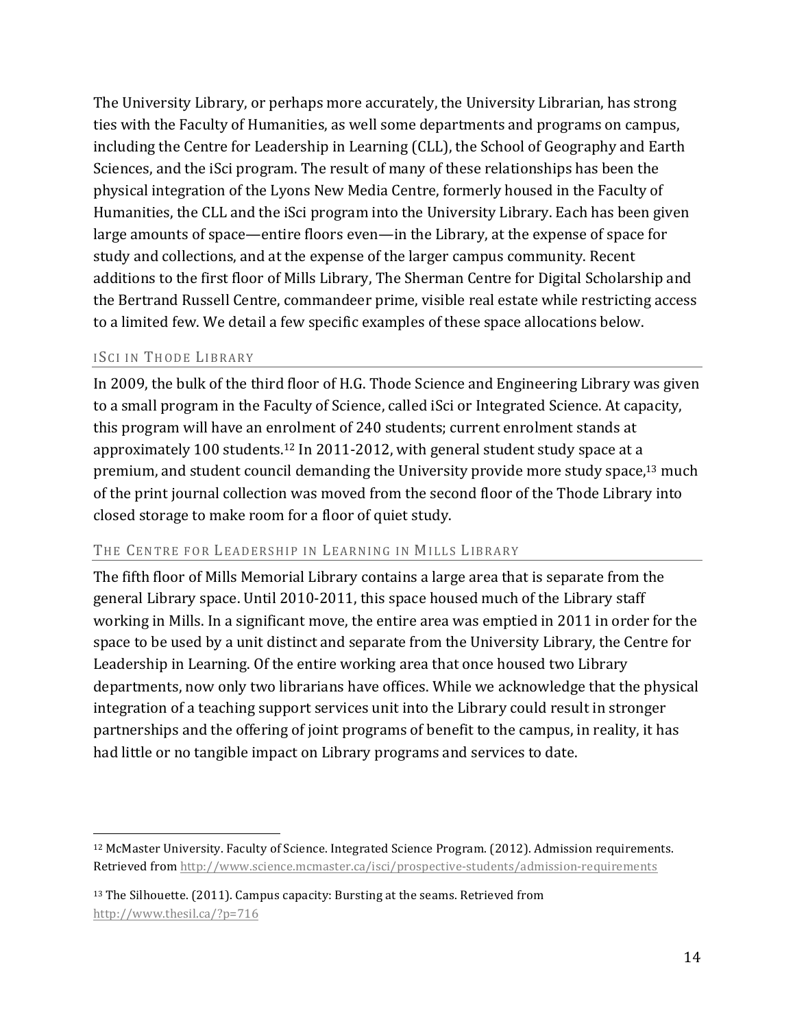The University Library, or perhaps more accurately, the University Librarian, has strong ties with the Faculty of Humanities, as well some departments and programs on campus, including the Centre for Leadership in Learning (CLL), the School of Geography and Earth Sciences, and the iSci program. The result of many of these relationships has been the physical integration of the Lyons New Media Centre, formerly housed in the Faculty of Humanities, the CLL and the iSci program into the University Library. Each has been given large amounts of space—entire floors even—in the Library, at the expense of space for study and collections, and at the expense of the larger campus community. Recent additions to the first floor of Mills Library, The Sherman Centre for Digital Scholarship and the Bertrand Russell Centre, commandeer prime, visible real estate while restricting access to a limited few. We detail a few specific examples of these space allocations below.

### ISCI IN THODE LIBRARY

In 2009, the bulk of the third floor of H.G. Thode Science and Engineering Library was given to a small program in the Faculty of Science, called iSci or Integrated Science. At capacity, this program will have an enrolment of 240 students; current enrolment stands at approximately 100 students.[12] In 2011-2012, with general student study space at a premium, and student council demanding the University provide more study space,[13] much of the print journal collection was moved from the second floor of the Thode Library into closed storage to make room for a floor of quiet study.

### THE CENTRE FOR LEADERSHIP IN LEARNING IN MILLS LIBRARY

The fifth floor of Mills Memorial Library contains a large area that is separate from the general Library space. Until 2010-2011, this space housed much of the Library staff working in Mills. In a significant move, the entire area was emptied in 2011 in order for the space to be used by a unit distinct and separate from the University Library, the Centre for Leadership in Learning. Of the entire working area that once housed two Library departments, now only two librarians have offices. While we acknowledge that the physical integration of a teaching support services unit into the Library could result in stronger partnerships and the offering of joint programs of benefit to the campus, in reality, it has had little or no tangible impact on Library programs and services to date.

---

[12] McMaster University. Faculty of Science. Integrated Science Program. (2012). Admission requirements. Retrieved from http://www.science.mcmaster.ca/isci/prospective-students/admission-requirements

[13] The Silhouette. (2011). Campus capacity: Bursting at the seams. Retrieved from http://www.thesil.ca/?p=716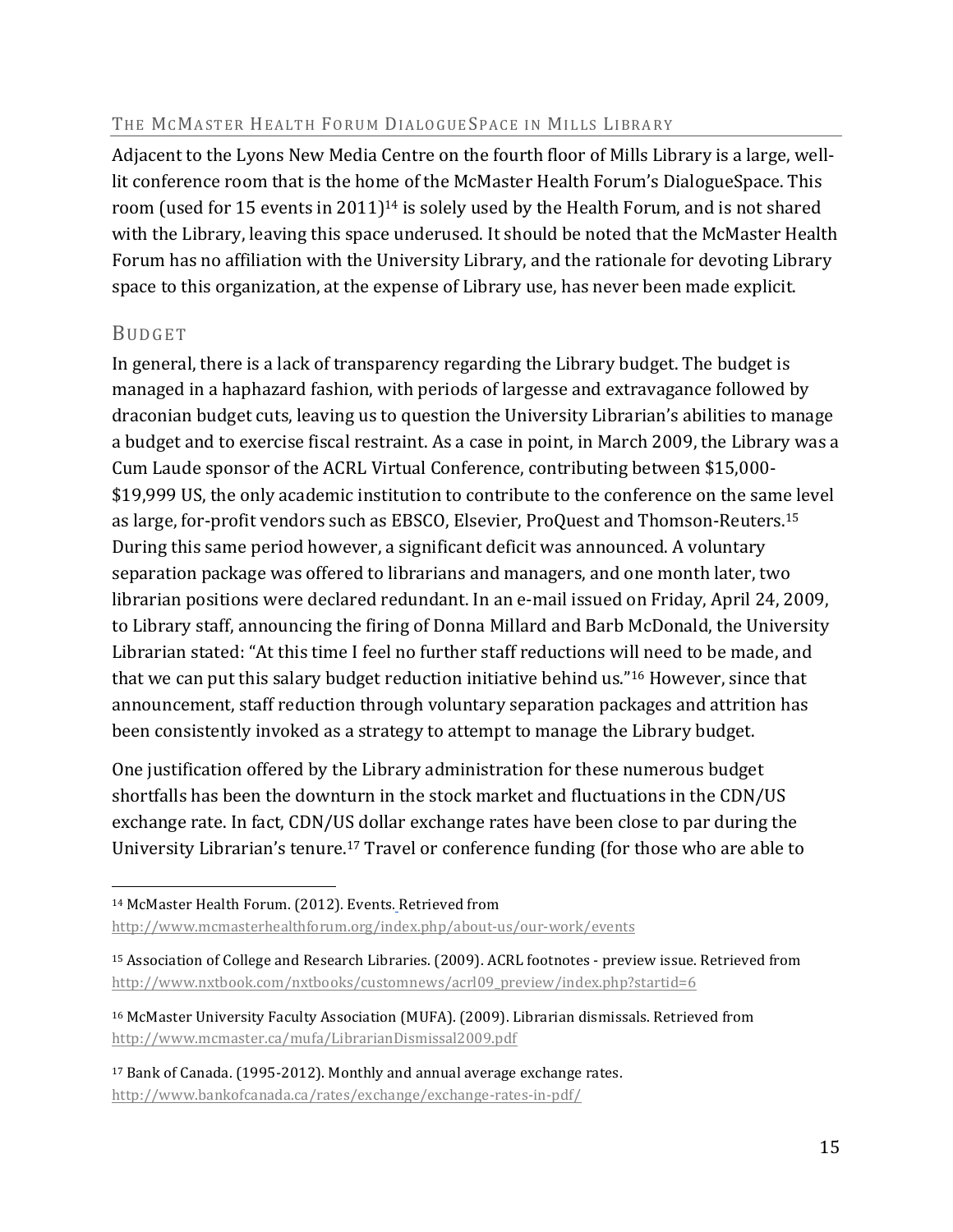## The McMaster Health Forum DialogueSpace in Mills Library

Adjacent to the Lyons New Media Centre on the fourth floor of Mills Library is a large, well-lit conference room that is the home of the McMaster Health Forum's DialogueSpace. This room (used for 15 events in 2011)[14] is solely used by the Health Forum, and is not shared with the Library, leaving this space underused. It should be noted that the McMaster Health Forum has no affiliation with the University Library, and the rationale for devoting Library space to this organization, at the expense of Library use, has never been made explicit.

## Budget

In general, there is a lack of transparency regarding the Library budget. The budget is managed in a haphazard fashion, with periods of largesse and extravagance followed by draconian budget cuts, leaving us to question the University Librarian's abilities to manage a budget and to exercise fiscal restraint. As a case in point, in March 2009, the Library was a Cum Laude sponsor of the ACRL Virtual Conference, contributing between $15,000-$19,999 US, the only academic institution to contribute to the conference on the same level as large, for-profit vendors such as EBSCO, Elsevier, ProQuest and Thomson-Reuters.[15] During this same period however, a significant deficit was announced. A voluntary separation package was offered to librarians and managers, and one month later, two librarian positions were declared redundant. In an e-mail issued on Friday, April 24, 2009, to Library staff, announcing the firing of Donna Millard and Barb McDonald, the University Librarian stated: "At this time I feel no further staff reductions will need to be made, and that we can put this salary budget reduction initiative behind us."[16] However, since that announcement, staff reduction through voluntary separation packages and attrition has been consistently invoked as a strategy to attempt to manage the Library budget.

One justification offered by the Library administration for these numerous budget shortfalls has been the downturn in the stock market and fluctuations in the CDN/US exchange rate. In fact, CDN/US dollar exchange rates have been close to par during the University Librarian's tenure.[17] Travel or conference funding (for those who are able to

---

[14] McMaster Health Forum. (2012). Events. Retrieved from http://www.mcmasterhealthforum.org/index.php/about-us/our-work/events

[15] Association of College and Research Libraries. (2009). ACRL footnotes - preview issue. Retrieved from http://www.nxtbook.com/nxtbooks/customnews/acrl09_preview/index.php?startid=6

[16] McMaster University Faculty Association (MUFA). (2009). Librarian dismissals. Retrieved from http://www.mcmaster.ca/mufa/LibrarianDismissal2009.pdf

[17] Bank of Canada. (1995-2012). Monthly and annual average exchange rates. http://www.bankofcanada.ca/rates/exchange/exchange-rates-in-pdf/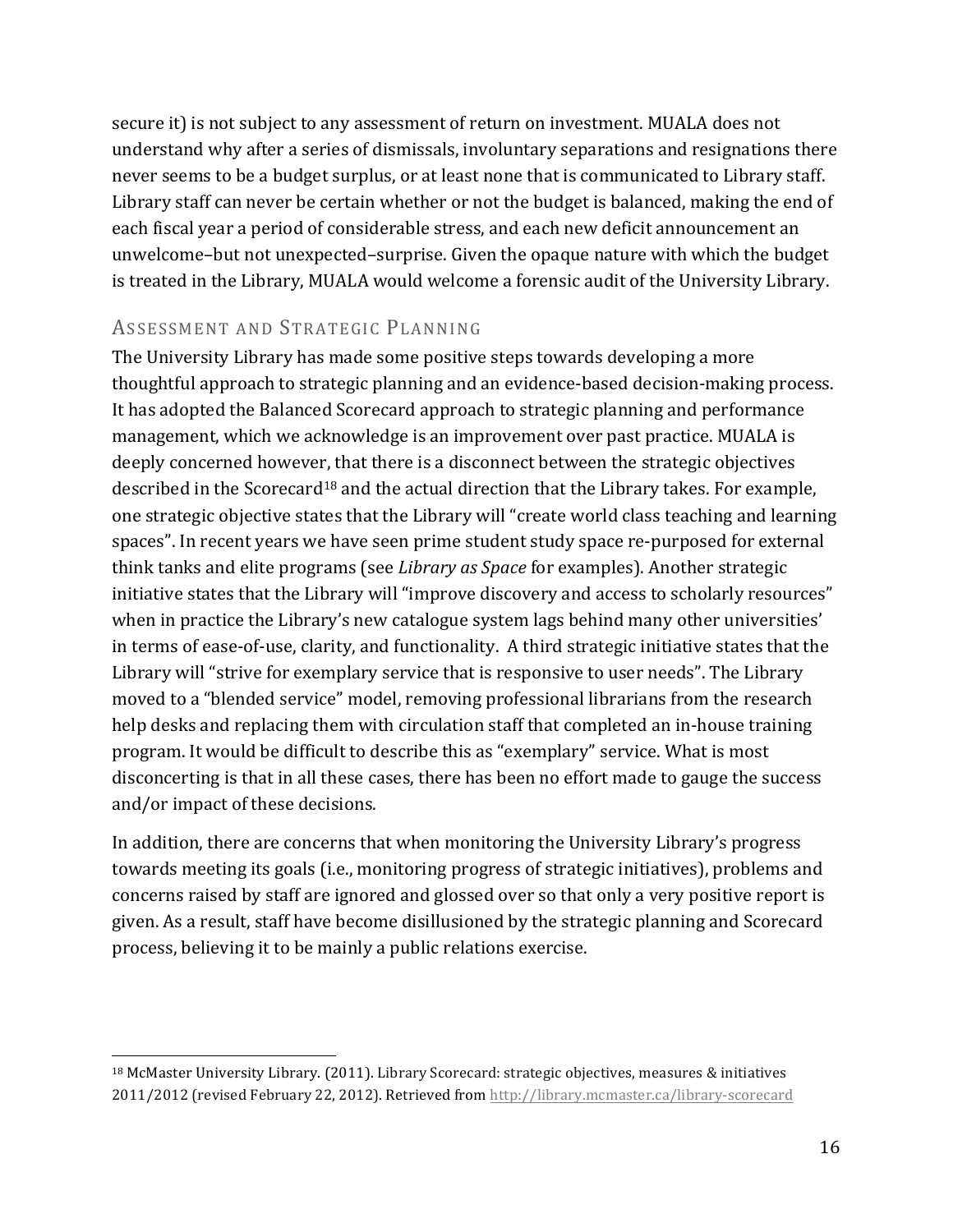secure it) is not subject to any assessment of return on investment. MUALA does not understand why after a series of dismissals, involuntary separations and resignations there never seems to be a budget surplus, or at least none that is communicated to Library staff. Library staff can never be certain whether or not the budget is balanced, making the end of each fiscal year a period of considerable stress, and each new deficit announcement an unwelcome–but not unexpected–surprise. Given the opaque nature with which the budget is treated in the Library, MUALA would welcome a forensic audit of the University Library.

## Assessment and Strategic Planning

The University Library has made some positive steps towards developing a more thoughtful approach to strategic planning and an evidence-based decision-making process. It has adopted the Balanced Scorecard approach to strategic planning and performance management, which we acknowledge is an improvement over past practice. MUALA is deeply concerned however, that there is a disconnect between the strategic objectives described in the Scorecard[18] and the actual direction that the Library takes. For example, one strategic objective states that the Library will "create world class teaching and learning spaces". In recent years we have seen prime student study space re-purposed for external think tanks and elite programs (see *Library as Space* for examples). Another strategic initiative states that the Library will "improve discovery and access to scholarly resources" when in practice the Library's new catalogue system lags behind many other universities' in terms of ease-of-use, clarity, and functionality. A third strategic initiative states that the Library will "strive for exemplary service that is responsive to user needs". The Library moved to a "blended service" model, removing professional librarians from the research help desks and replacing them with circulation staff that completed an in-house training program. It would be difficult to describe this as "exemplary" service. What is most disconcerting is that in all these cases, there has been no effort made to gauge the success and/or impact of these decisions.

In addition, there are concerns that when monitoring the University Library's progress towards meeting its goals (i.e., monitoring progress of strategic initiatives), problems and concerns raised by staff are ignored and glossed over so that only a very positive report is given. As a result, staff have become disillusioned by the strategic planning and Scorecard process, believing it to be mainly a public relations exercise.

---

[18] McMaster University Library. (2011). Library Scorecard: strategic objectives, measures & initiatives 2011/2012 (revised February 22, 2012). Retrieved from http://library.mcmaster.ca/library-scorecard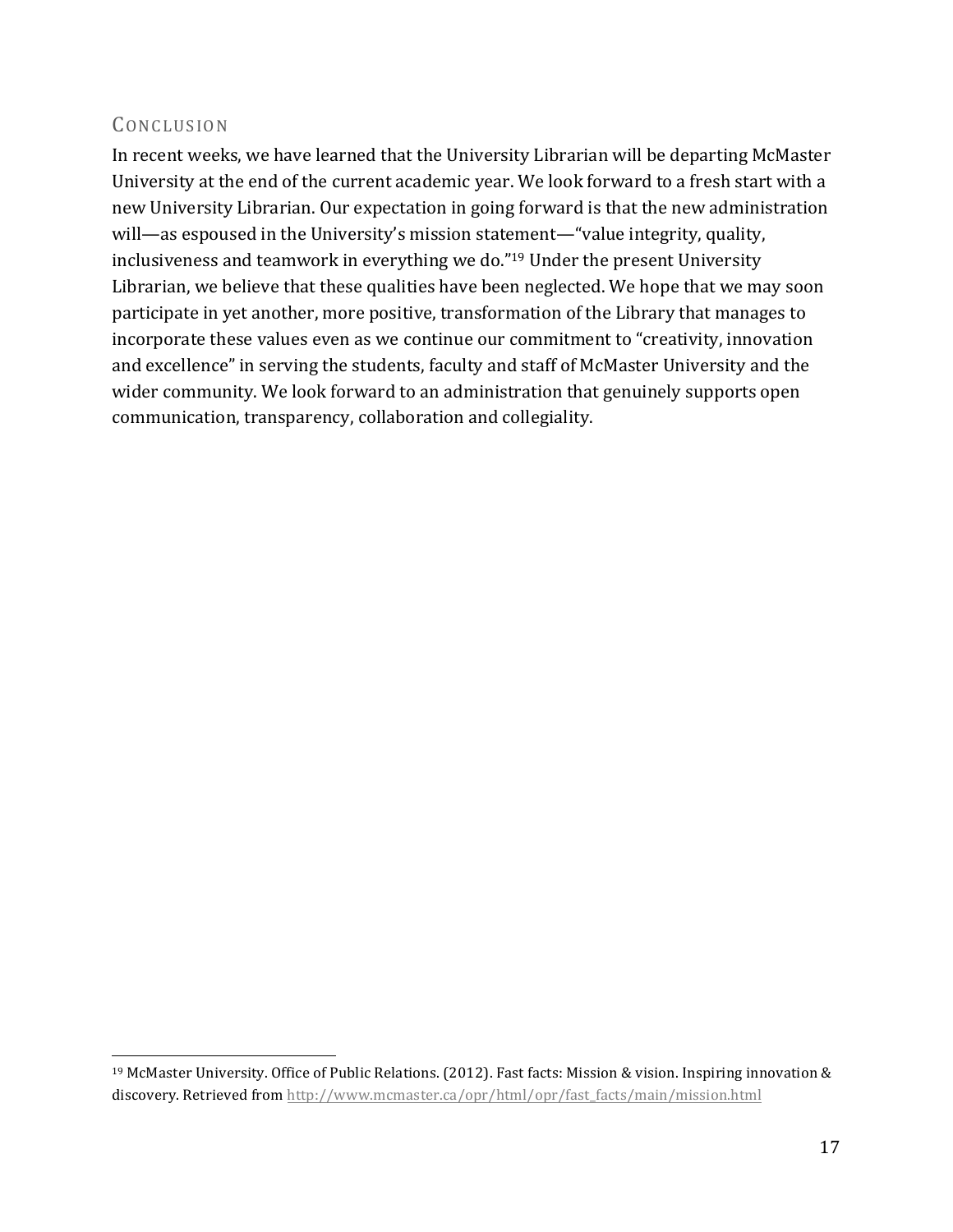## Conclusion

In recent weeks, we have learned that the University Librarian will be departing McMaster University at the end of the current academic year. We look forward to a fresh start with a new University Librarian. Our expectation in going forward is that the new administration will—as espoused in the University's mission statement—"value integrity, quality, inclusiveness and teamwork in everything we do."[19] Under the present University Librarian, we believe that these qualities have been neglected. We hope that we may soon participate in yet another, more positive, transformation of the Library that manages to incorporate these values even as we continue our commitment to "creativity, innovation and excellence" in serving the students, faculty and staff of McMaster University and the wider community. We look forward to an administration that genuinely supports open communication, transparency, collaboration and collegiality.

---

[19] McMaster University. Office of Public Relations. (2012). Fast facts: Mission & vision. Inspiring innovation & discovery. Retrieved from http://www.mcmaster.ca/opr/html/opr/fast_facts/main/mission.html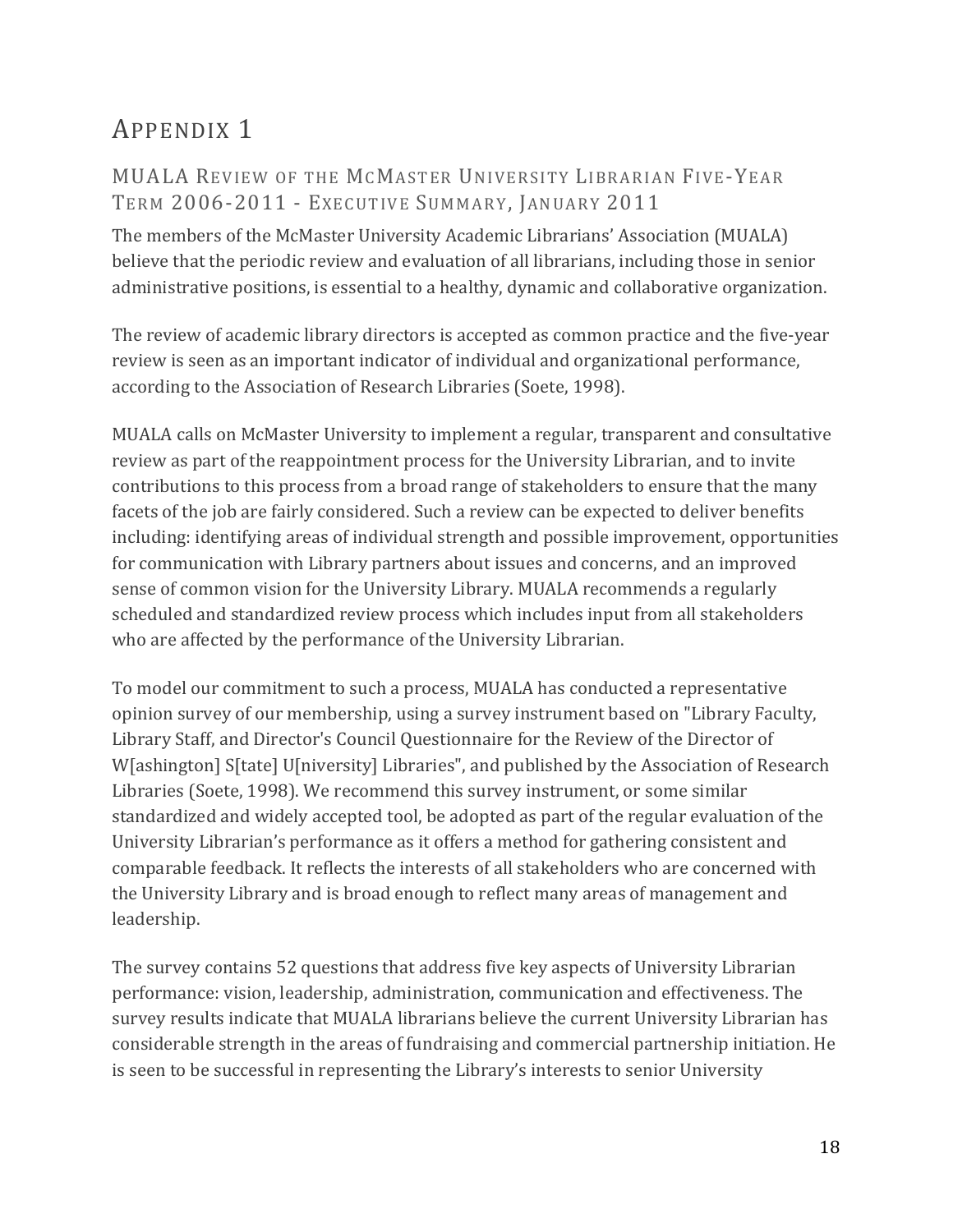# Appendix 1

## MUALA Review of the McMaster University Librarian Five-Year Term 2006-2011 - Executive Summary, January 2011

The members of the McMaster University Academic Librarians' Association (MUALA) believe that the periodic review and evaluation of all librarians, including those in senior administrative positions, is essential to a healthy, dynamic and collaborative organization.

The review of academic library directors is accepted as common practice and the five-year review is seen as an important indicator of individual and organizational performance, according to the Association of Research Libraries (Soete, 1998).

MUALA calls on McMaster University to implement a regular, transparent and consultative review as part of the reappointment process for the University Librarian, and to invite contributions to this process from a broad range of stakeholders to ensure that the many facets of the job are fairly considered. Such a review can be expected to deliver benefits including: identifying areas of individual strength and possible improvement, opportunities for communication with Library partners about issues and concerns, and an improved sense of common vision for the University Library. MUALA recommends a regularly scheduled and standardized review process which includes input from all stakeholders who are affected by the performance of the University Librarian.

To model our commitment to such a process, MUALA has conducted a representative opinion survey of our membership, using a survey instrument based on "Library Faculty, Library Staff, and Director's Council Questionnaire for the Review of the Director of W[ashington] S[tate] U[niversity] Libraries", and published by the Association of Research Libraries (Soete, 1998). We recommend this survey instrument, or some similar standardized and widely accepted tool, be adopted as part of the regular evaluation of the University Librarian's performance as it offers a method for gathering consistent and comparable feedback. It reflects the interests of all stakeholders who are concerned with the University Library and is broad enough to reflect many areas of management and leadership.

The survey contains 52 questions that address five key aspects of University Librarian performance: vision, leadership, administration, communication and effectiveness. The survey results indicate that MUALA librarians believe the current University Librarian has considerable strength in the areas of fundraising and commercial partnership initiation. He is seen to be successful in representing the Library's interests to senior University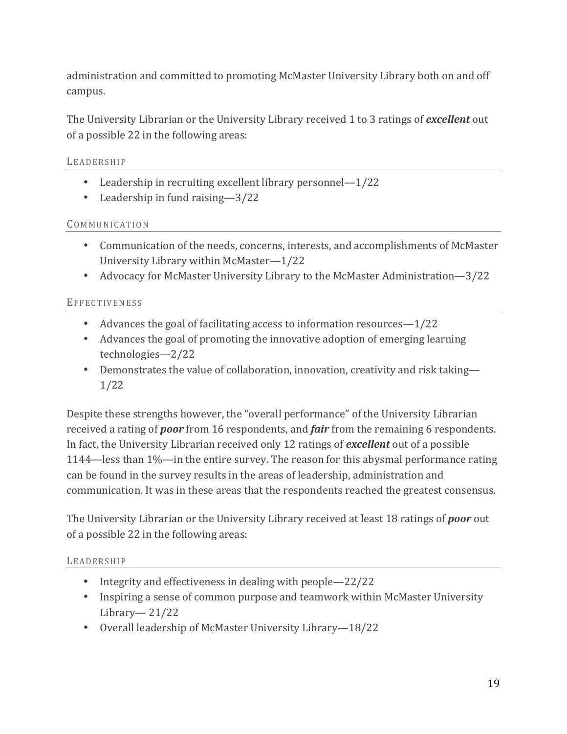administration and committed to promoting McMaster University Library both on and off campus.

The University Librarian or the University Library received 1 to 3 ratings of ***excellent*** out of a possible 22 in the following areas:

### Leadership

- Leadership in recruiting excellent library personnel—1/22
- Leadership in fund raising—3/22

### Communication

- Communication of the needs, concerns, interests, and accomplishments of McMaster University Library within McMaster—1/22
- Advocacy for McMaster University Library to the McMaster Administration—3/22

### Effectiveness

- Advances the goal of facilitating access to information resources—1/22
- Advances the goal of promoting the innovative adoption of emerging learning technologies—2/22
- Demonstrates the value of collaboration, innovation, creativity and risk taking—1/22

Despite these strengths however, the "overall performance" of the University Librarian received a rating of ***poor*** from 16 respondents, and ***fair*** from the remaining 6 respondents. In fact, the University Librarian received only 12 ratings of ***excellent*** out of a possible 1144—less than 1%—in the entire survey. The reason for this abysmal performance rating can be found in the survey results in the areas of leadership, administration and communication. It was in these areas that the respondents reached the greatest consensus.

The University Librarian or the University Library received at least 18 ratings of ***poor*** out of a possible 22 in the following areas:

### Leadership

- Integrity and effectiveness in dealing with people—22/22
- Inspiring a sense of common purpose and teamwork within McMaster University Library— 21/22
- Overall leadership of McMaster University Library—18/22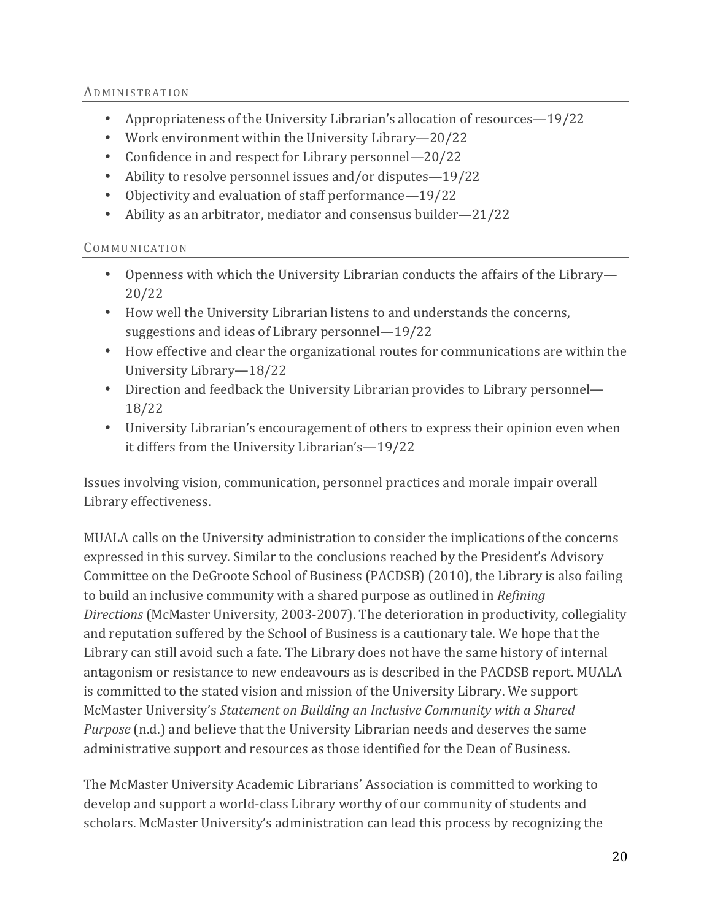### Administration

- Appropriateness of the University Librarian's allocation of resources—19/22
- Work environment within the University Library—20/22
- Confidence in and respect for Library personnel—20/22
- Ability to resolve personnel issues and/or disputes—19/22
- Objectivity and evaluation of staff performance—19/22
- Ability as an arbitrator, mediator and consensus builder—21/22

### Communication

- Openness with which the University Librarian conducts the affairs of the Library—20/22
- How well the University Librarian listens to and understands the concerns, suggestions and ideas of Library personnel—19/22
- How effective and clear the organizational routes for communications are within the University Library—18/22
- Direction and feedback the University Librarian provides to Library personnel—18/22
- University Librarian's encouragement of others to express their opinion even when it differs from the University Librarian's—19/22

Issues involving vision, communication, personnel practices and morale impair overall Library effectiveness.

MUALA calls on the University administration to consider the implications of the concerns expressed in this survey. Similar to the conclusions reached by the President's Advisory Committee on the DeGroote School of Business (PACDSB) (2010), the Library is also failing to build an inclusive community with a shared purpose as outlined in *Refining Directions* (McMaster University, 2003-2007). The deterioration in productivity, collegiality and reputation suffered by the School of Business is a cautionary tale. We hope that the Library can still avoid such a fate. The Library does not have the same history of internal antagonism or resistance to new endeavours as is described in the PACDSB report. MUALA is committed to the stated vision and mission of the University Library. We support McMaster University's *Statement on Building an Inclusive Community with a Shared Purpose* (n.d.) and believe that the University Librarian needs and deserves the same administrative support and resources as those identified for the Dean of Business.

The McMaster University Academic Librarians' Association is committed to working to develop and support a world-class Library worthy of our community of students and scholars. McMaster University's administration can lead this process by recognizing the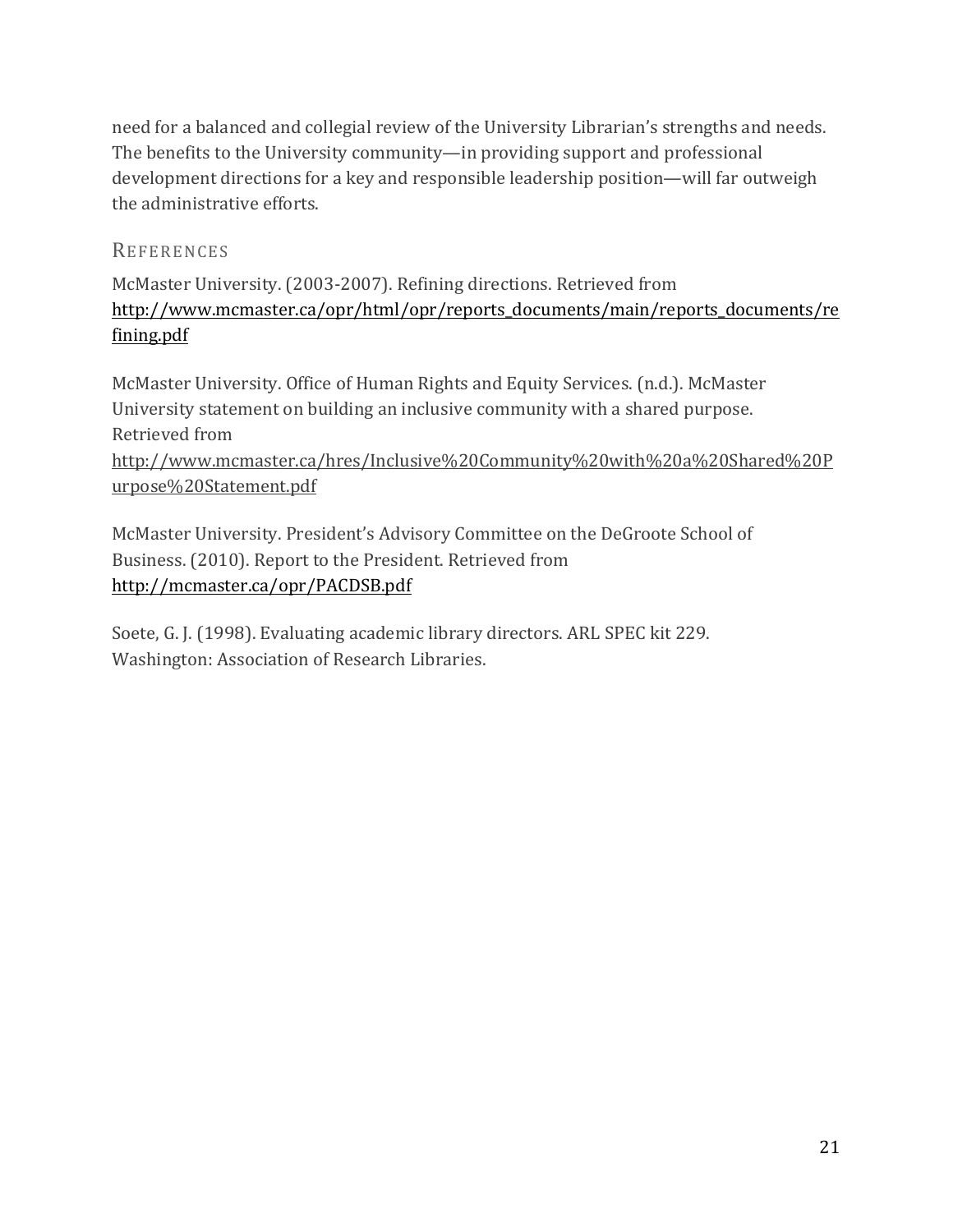need for a balanced and collegial review of the University Librarian's strengths and needs. The benefits to the University community—in providing support and professional development directions for a key and responsible leadership position—will far outweigh the administrative efforts.

## References

McMaster University. (2003-2007). Refining directions. Retrieved from http://www.mcmaster.ca/opr/html/opr/reports_documents/main/reports_documents/refining.pdf

McMaster University. Office of Human Rights and Equity Services. (n.d.). McMaster University statement on building an inclusive community with a shared purpose. Retrieved from http://www.mcmaster.ca/hres/Inclusive%20Community%20with%20a%20Shared%20Purpose%20Statement.pdf

McMaster University. President's Advisory Committee on the DeGroote School of Business. (2010). Report to the President. Retrieved from http://mcmaster.ca/opr/PACDSB.pdf

Soete, G. J. (1998). Evaluating academic library directors. ARL SPEC kit 229. Washington: Association of Research Libraries.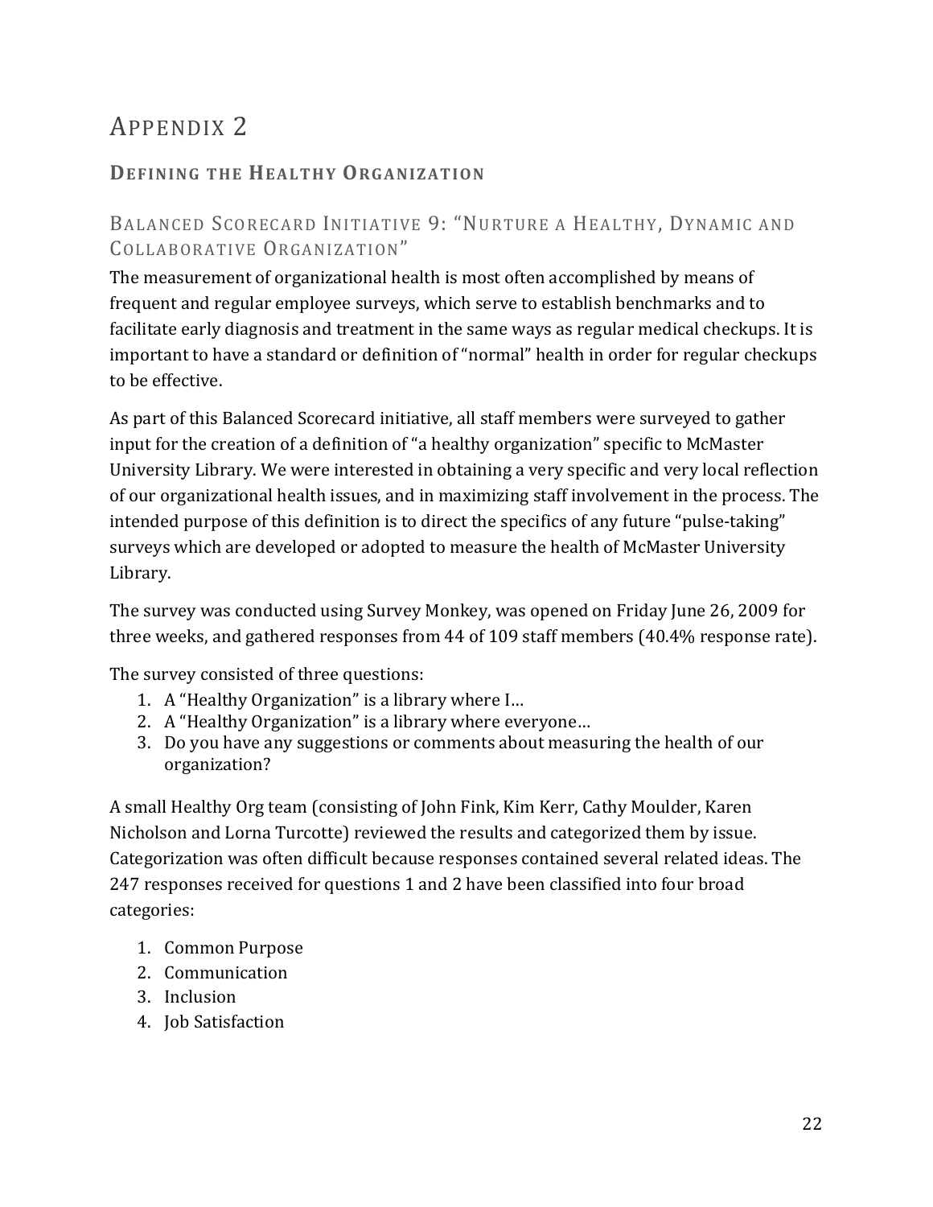# Appendix 2

## Defining the Healthy Organization

### Balanced Scorecard Initiative 9: "Nurture a Healthy, Dynamic and Collaborative Organization"

The measurement of organizational health is most often accomplished by means of frequent and regular employee surveys, which serve to establish benchmarks and to facilitate early diagnosis and treatment in the same ways as regular medical checkups. It is important to have a standard or definition of "normal" health in order for regular checkups to be effective.

As part of this Balanced Scorecard initiative, all staff members were surveyed to gather input for the creation of a definition of "a healthy organization" specific to McMaster University Library. We were interested in obtaining a very specific and very local reflection of our organizational health issues, and in maximizing staff involvement in the process. The intended purpose of this definition is to direct the specifics of any future "pulse-taking" surveys which are developed or adopted to measure the health of McMaster University Library.

The survey was conducted using Survey Monkey, was opened on Friday June 26, 2009 for three weeks, and gathered responses from 44 of 109 staff members (40.4% response rate).

The survey consisted of three questions:

1. A "Healthy Organization" is a library where I…
2. A "Healthy Organization" is a library where everyone…
3. Do you have any suggestions or comments about measuring the health of our organization?

A small Healthy Org team (consisting of John Fink, Kim Kerr, Cathy Moulder, Karen Nicholson and Lorna Turcotte) reviewed the results and categorized them by issue. Categorization was often difficult because responses contained several related ideas. The 247 responses received for questions 1 and 2 have been classified into four broad categories:

1. Common Purpose
2. Communication
3. Inclusion
4. Job Satisfaction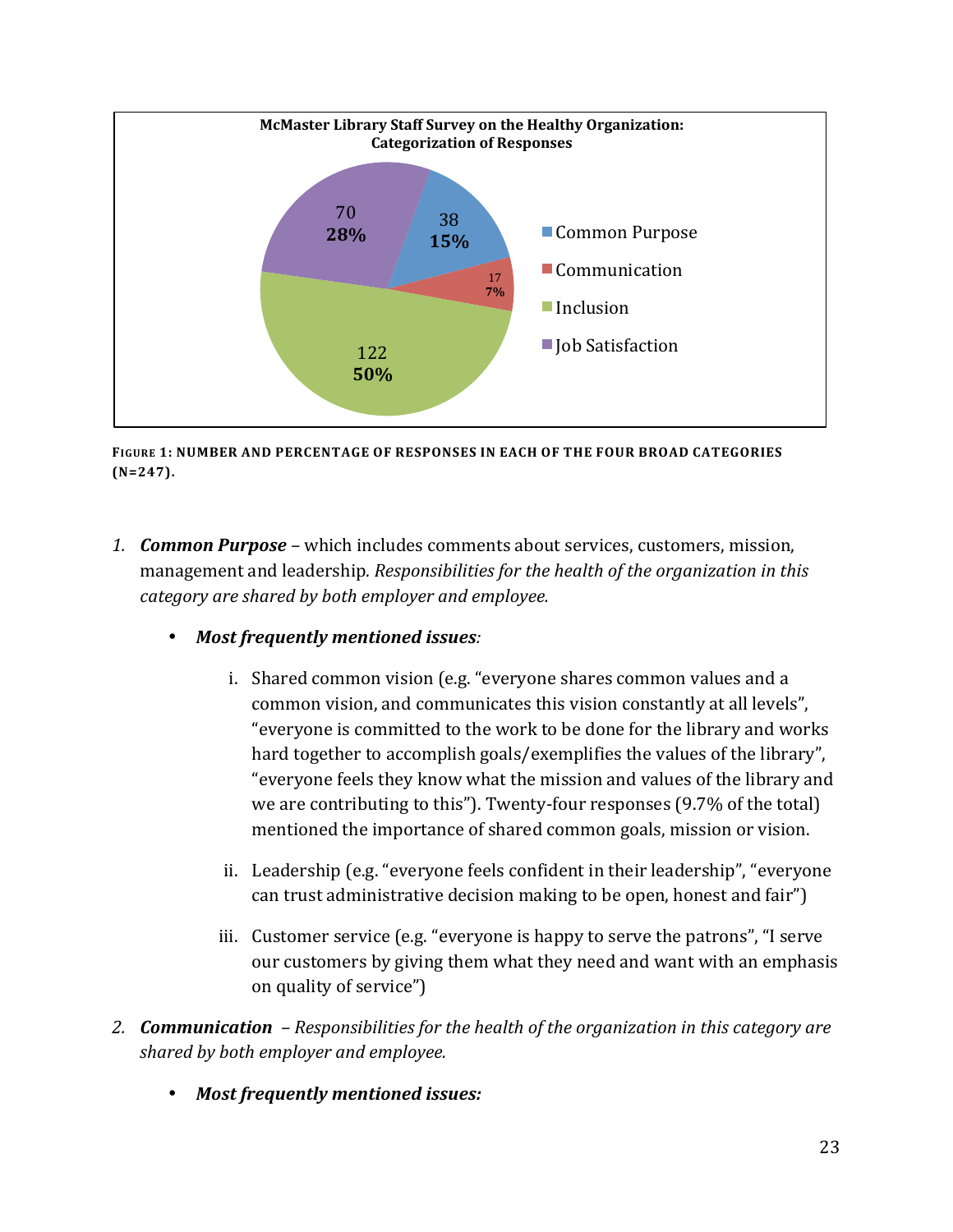**McMaster Library Staff Survey on the Healthy Organization: Categorization of Responses**

| Category | Number | Percentage |
|---|---|---|
| Common Purpose | 38 | 15% |
| Communication | 17 | 7% |
| Inclusion | 122 | 50% |
| Job Satisfaction | 70 | 28% |

**Figure 1: Number and percentage of responses in each of the four broad categories (N=247).**

1. ***Common Purpose*** – which includes comments about services, customers, mission, management and leadership. *Responsibilities for the health of the organization in this category are shared by both employer and employee.*

   - ***Most frequently mentioned issues****:*

     i. Shared common vision (e.g. "everyone shares common values and a common vision, and communicates this vision constantly at all levels", "everyone is committed to the work to be done for the library and works hard together to accomplish goals/exemplifies the values of the library", "everyone feels they know what the mission and values of the library and we are contributing to this"). Twenty-four responses (9.7% of the total) mentioned the importance of shared common goals, mission or vision.

     ii. Leadership (e.g. "everyone feels confident in their leadership", "everyone can trust administrative decision making to be open, honest and fair")

     iii. Customer service (e.g. "everyone is happy to serve the patrons", "I serve our customers by giving them what they need and want with an emphasis on quality of service")

2. ***Communication*** – *Responsibilities for the health of the organization in this category are shared by both employer and employee.*

   - ***Most frequently mentioned issues:***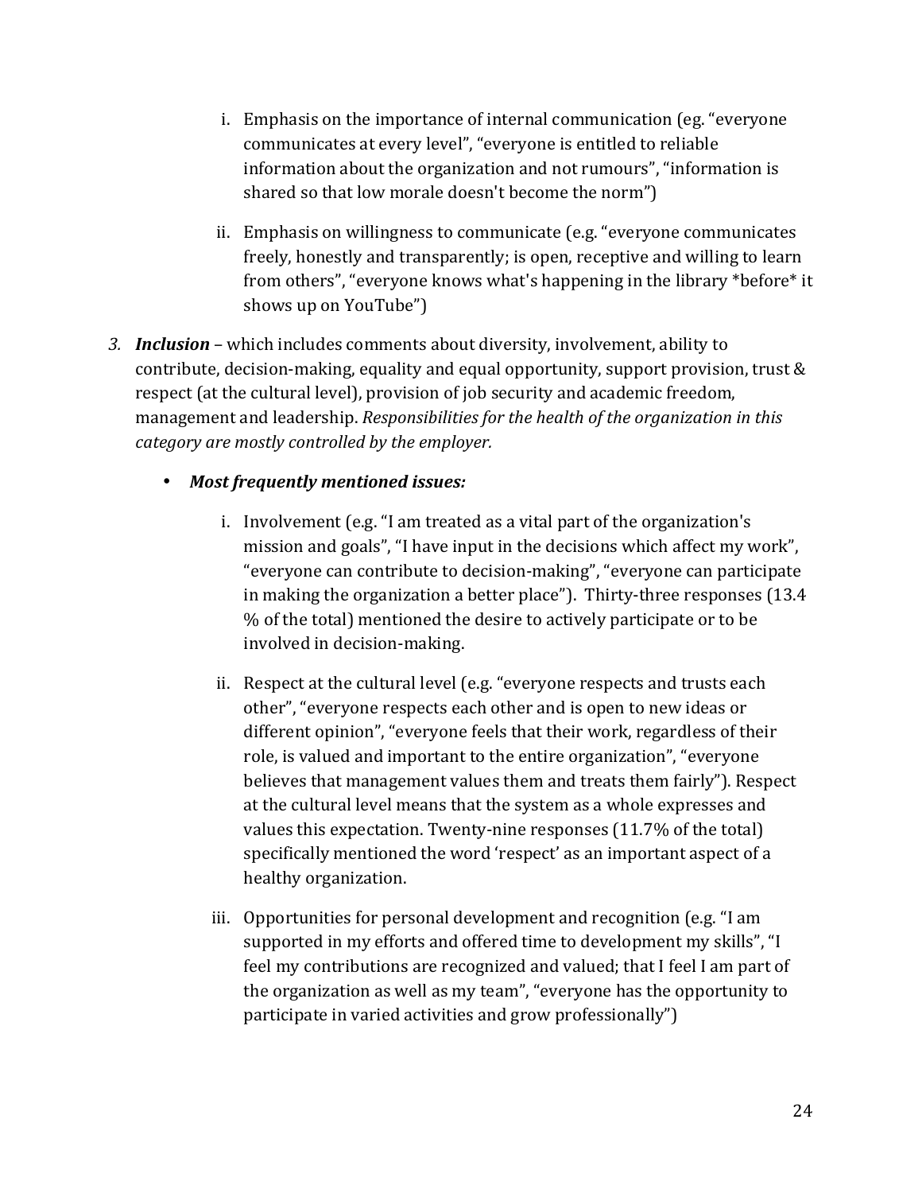i. Emphasis on the importance of internal communication (eg. "everyone communicates at every level", "everyone is entitled to reliable information about the organization and not rumours", "information is shared so that low morale doesn't become the norm")

ii. Emphasis on willingness to communicate (e.g. "everyone communicates freely, honestly and transparently; is open, receptive and willing to learn from others", "everyone knows what's happening in the library *before* it shows up on YouTube")

3. ***Inclusion*** – which includes comments about diversity, involvement, ability to contribute, decision-making, equality and equal opportunity, support provision, trust & respect (at the cultural level), provision of job security and academic freedom, management and leadership. *Responsibilities for the health of the organization in this category are mostly controlled by the employer.*

   - ***Most frequently mentioned issues:***

     i. Involvement (e.g. "I am treated as a vital part of the organization's mission and goals", "I have input in the decisions which affect my work", "everyone can contribute to decision-making", "everyone can participate in making the organization a better place"). Thirty-three responses (13.4 % of the total) mentioned the desire to actively participate or to be involved in decision-making.

     ii. Respect at the cultural level (e.g. "everyone respects and trusts each other", "everyone respects each other and is open to new ideas or different opinion", "everyone feels that their work, regardless of their role, is valued and important to the entire organization", "everyone believes that management values them and treats them fairly"). Respect at the cultural level means that the system as a whole expresses and values this expectation. Twenty-nine responses (11.7% of the total) specifically mentioned the word 'respect' as an important aspect of a healthy organization.

     iii. Opportunities for personal development and recognition (e.g. "I am supported in my efforts and offered time to development my skills", "I feel my contributions are recognized and valued; that I feel I am part of the organization as well as my team", "everyone has the opportunity to participate in varied activities and grow professionally")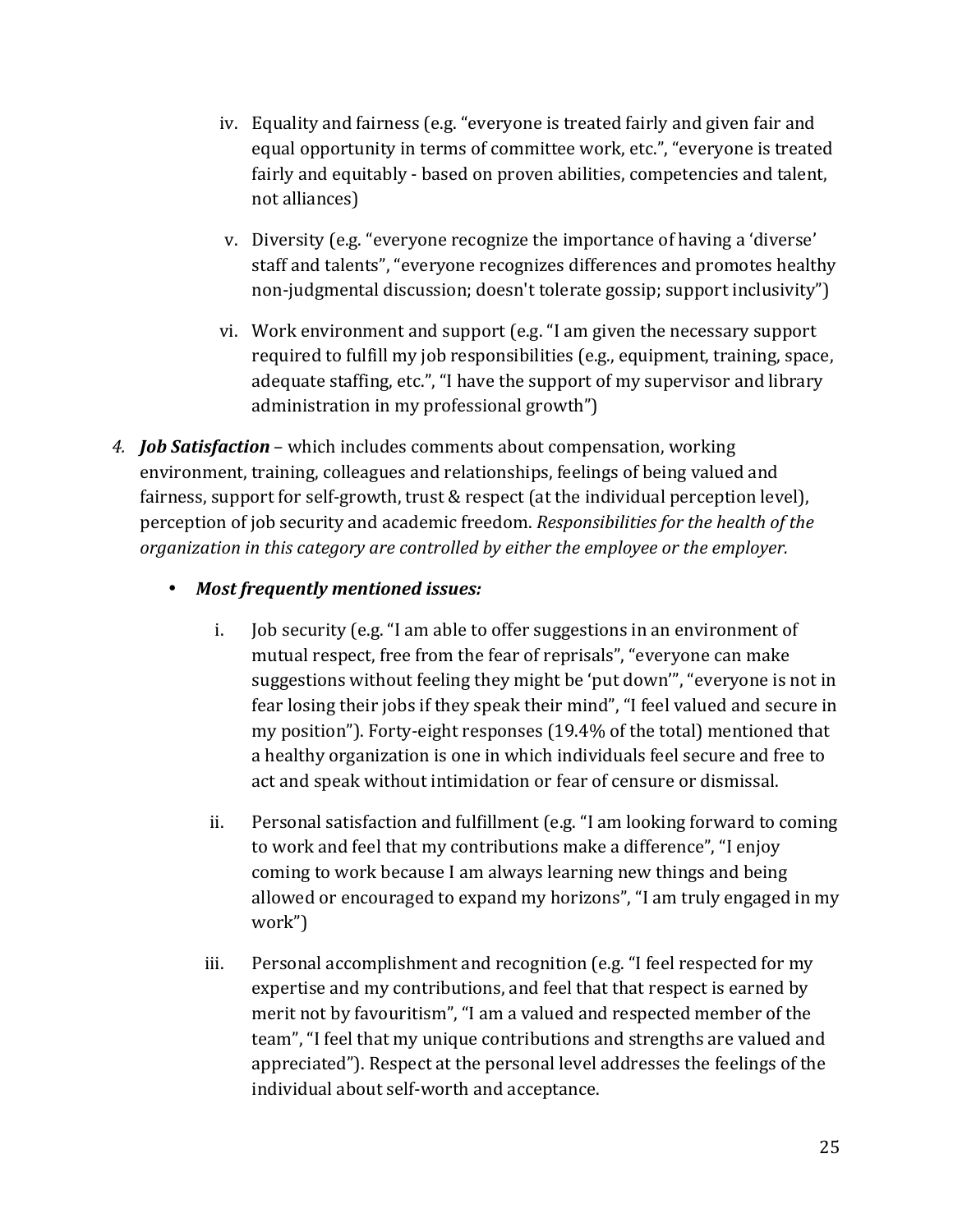iv. Equality and fairness (e.g. "everyone is treated fairly and given fair and equal opportunity in terms of committee work, etc.", "everyone is treated fairly and equitably - based on proven abilities, competencies and talent, not alliances)

v. Diversity (e.g. "everyone recognize the importance of having a 'diverse' staff and talents", "everyone recognizes differences and promotes healthy non-judgmental discussion; doesn't tolerate gossip; support inclusivity")

vi. Work environment and support (e.g. "I am given the necessary support required to fulfill my job responsibilities (e.g., equipment, training, space, adequate staffing, etc.", "I have the support of my supervisor and library administration in my professional growth")

4. ***Job Satisfaction*** – which includes comments about compensation, working environment, training, colleagues and relationships, feelings of being valued and fairness, support for self-growth, trust & respect (at the individual perception level), perception of job security and academic freedom. *Responsibilities for the health of the organization in this category are controlled by either the employee or the employer.*

   - ***Most frequently mentioned issues:***

     i. Job security (e.g. "I am able to offer suggestions in an environment of mutual respect, free from the fear of reprisals", "everyone can make suggestions without feeling they might be 'put down'", "everyone is not in fear losing their jobs if they speak their mind", "I feel valued and secure in my position"). Forty-eight responses (19.4% of the total) mentioned that a healthy organization is one in which individuals feel secure and free to act and speak without intimidation or fear of censure or dismissal.

     ii. Personal satisfaction and fulfillment (e.g. "I am looking forward to coming to work and feel that my contributions make a difference", "I enjoy coming to work because I am always learning new things and being allowed or encouraged to expand my horizons", "I am truly engaged in my work")

     iii. Personal accomplishment and recognition (e.g. "I feel respected for my expertise and my contributions, and feel that that respect is earned by merit not by favouritism", "I am a valued and respected member of the team", "I feel that my unique contributions and strengths are valued and appreciated"). Respect at the personal level addresses the feelings of the individual about self-worth and acceptance.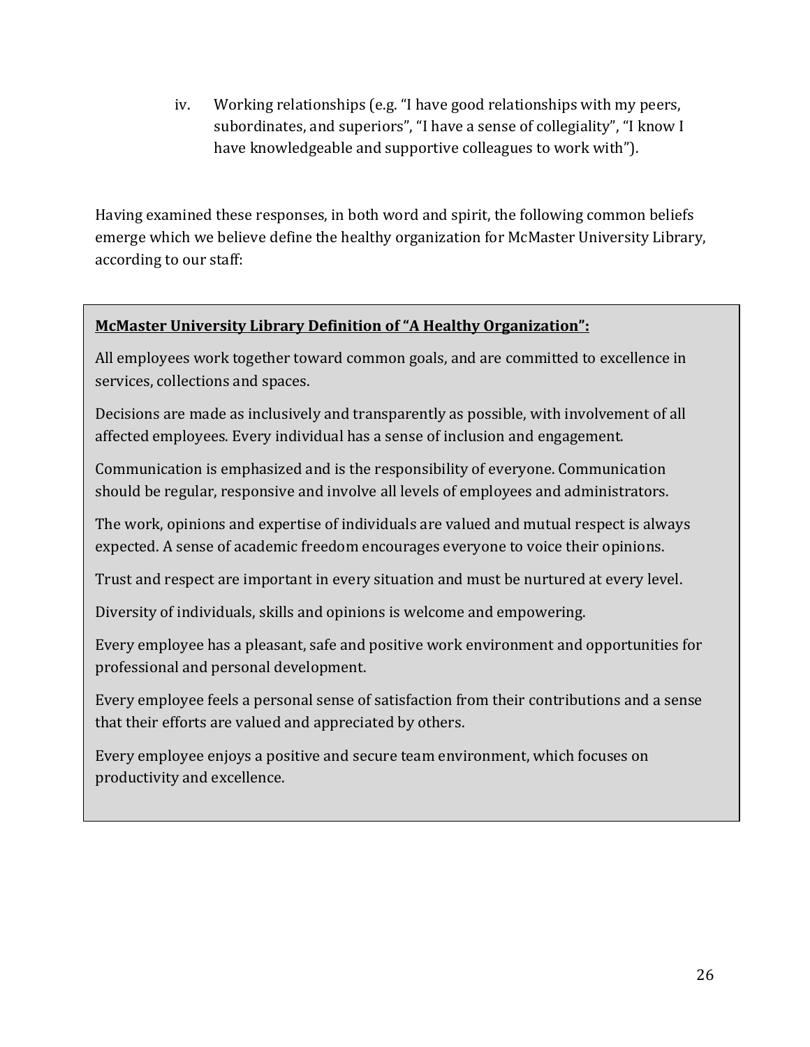iv. Working relationships (e.g. "I have good relationships with my peers, subordinates, and superiors", "I have a sense of collegiality", "I know I have knowledgeable and supportive colleagues to work with").

Having examined these responses, in both word and spirit, the following common beliefs emerge which we believe define the healthy organization for McMaster University Library, according to our staff:

**McMaster University Library Definition of "A Healthy Organization":**

All employees work together toward common goals, and are committed to excellence in services, collections and spaces.

Decisions are made as inclusively and transparently as possible, with involvement of all affected employees. Every individual has a sense of inclusion and engagement.

Communication is emphasized and is the responsibility of everyone. Communication should be regular, responsive and involve all levels of employees and administrators.

The work, opinions and expertise of individuals are valued and mutual respect is always expected. A sense of academic freedom encourages everyone to voice their opinions.

Trust and respect are important in every situation and must be nurtured at every level.

Diversity of individuals, skills and opinions is welcome and empowering.

Every employee has a pleasant, safe and positive work environment and opportunities for professional and personal development.

Every employee feels a personal sense of satisfaction from their contributions and a sense that their efforts are valued and appreciated by others.

Every employee enjoys a positive and secure team environment, which focuses on productivity and excellence.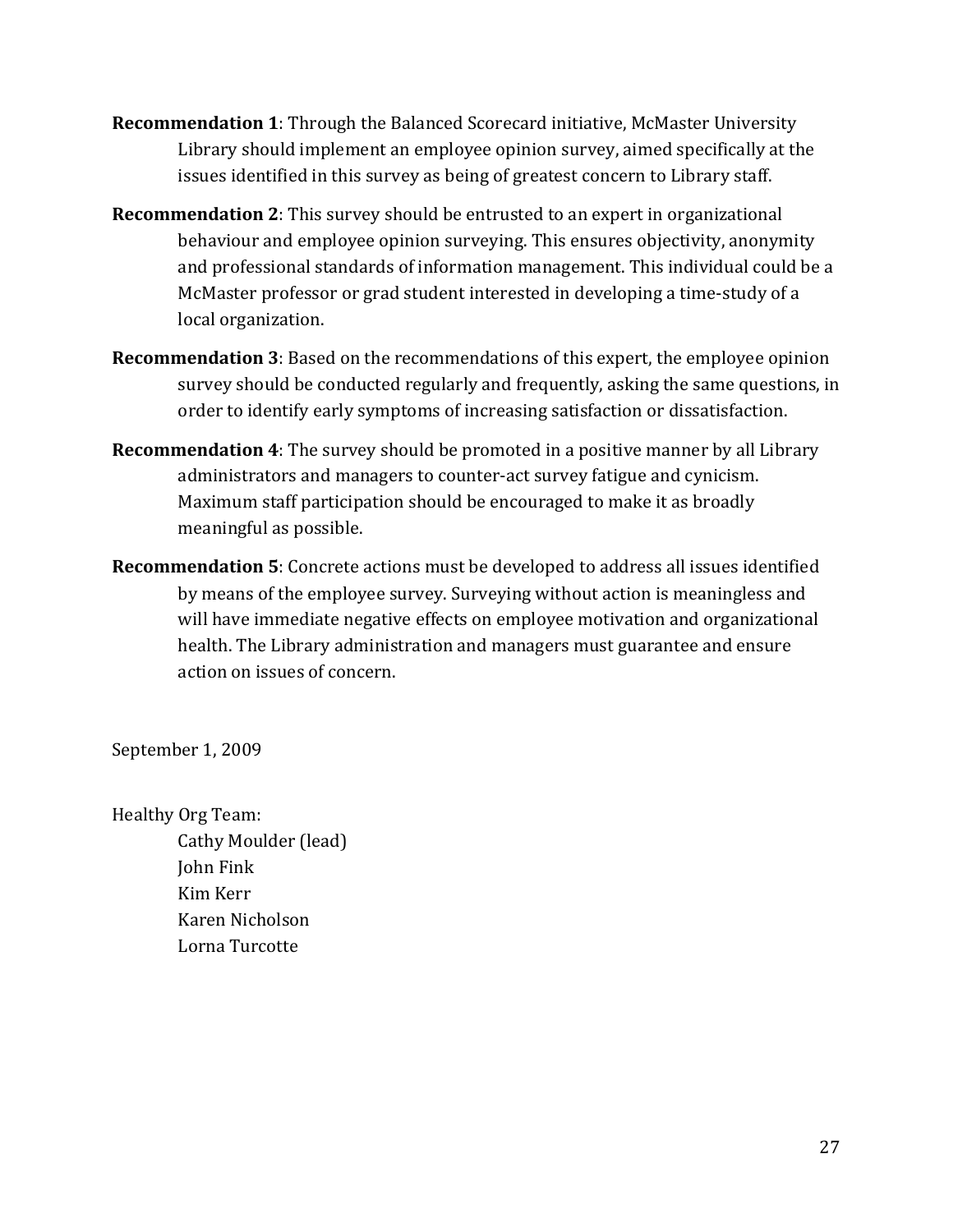**Recommendation 1**: Through the Balanced Scorecard initiative, McMaster University Library should implement an employee opinion survey, aimed specifically at the issues identified in this survey as being of greatest concern to Library staff.

**Recommendation 2**: This survey should be entrusted to an expert in organizational behaviour and employee opinion surveying. This ensures objectivity, anonymity and professional standards of information management. This individual could be a McMaster professor or grad student interested in developing a time-study of a local organization.

**Recommendation 3**: Based on the recommendations of this expert, the employee opinion survey should be conducted regularly and frequently, asking the same questions, in order to identify early symptoms of increasing satisfaction or dissatisfaction.

**Recommendation 4**: The survey should be promoted in a positive manner by all Library administrators and managers to counter-act survey fatigue and cynicism. Maximum staff participation should be encouraged to make it as broadly meaningful as possible.

**Recommendation 5**: Concrete actions must be developed to address all issues identified by means of the employee survey. Surveying without action is meaningless and will have immediate negative effects on employee motivation and organizational health. The Library administration and managers must guarantee and ensure action on issues of concern.

September 1, 2009

Healthy Org Team:

Cathy Moulder (lead)
John Fink
Kim Kerr
Karen Nicholson
Lorna Turcotte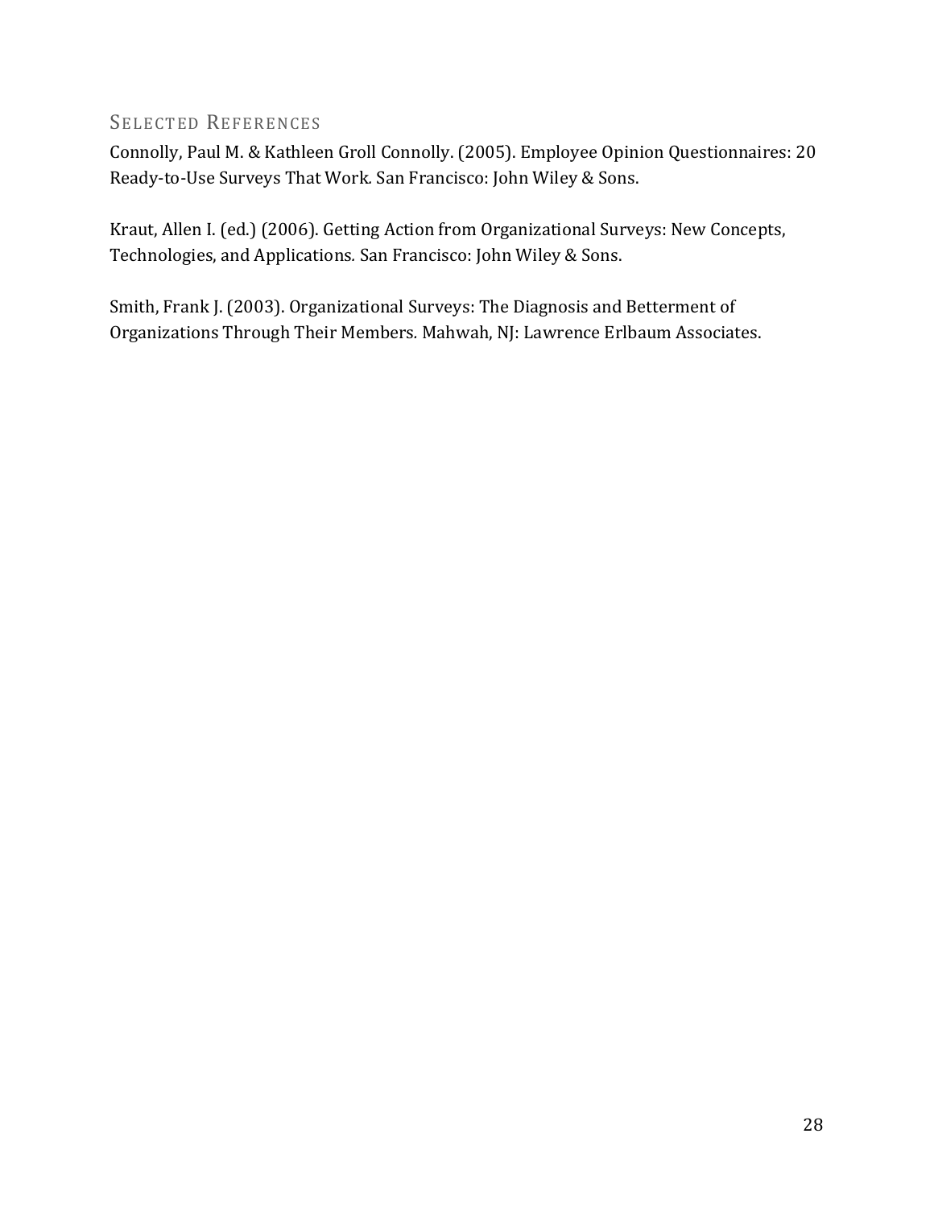## Selected References

Connolly, Paul M. & Kathleen Groll Connolly. (2005). Employee Opinion Questionnaires: 20 Ready-to-Use Surveys That Work. San Francisco: John Wiley & Sons.

Kraut, Allen I. (ed.) (2006). Getting Action from Organizational Surveys: New Concepts, Technologies, and Applications. San Francisco: John Wiley & Sons.

Smith, Frank J. (2003). Organizational Surveys: The Diagnosis and Betterment of Organizations Through Their Members. Mahwah, NJ: Lawrence Erlbaum Associates.